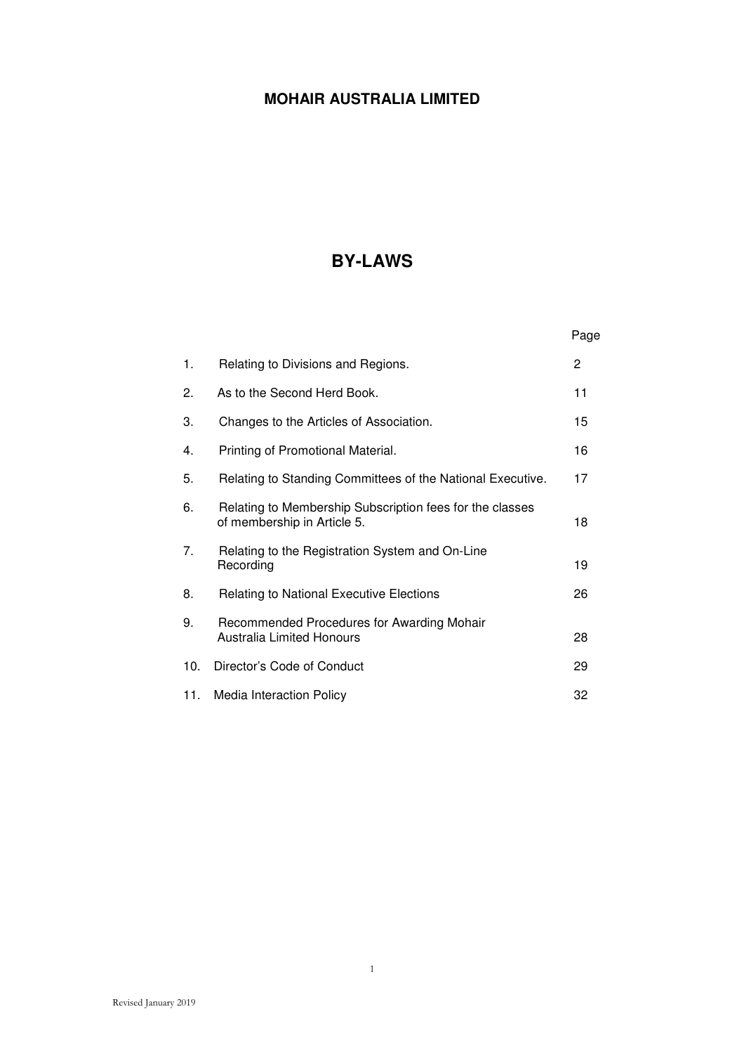# MOHAIR AUSTRALIA LIMITED

# BY-LAWS

| | | Page |
|---|---|---|
| 1. | Relating to Divisions and Regions. | 2 |
| 2. | As to the Second Herd Book. | 11 |
| 3. | Changes to the Articles of Association. | 15 |
| 4. | Printing of Promotional Material. | 16 |
| 5. | Relating to Standing Committees of the National Executive. | 17 |
| 6. | Relating to Membership Subscription fees for the classes of membership in Article 5. | 18 |
| 7. | Relating to the Registration System and On-Line Recording | 19 |
| 8. | Relating to National Executive Elections | 26 |
| 9. | Recommended Procedures for Awarding Mohair Australia Limited Honours | 28 |
| 10. | Director's Code of Conduct | 29 |
| 11. | Media Interaction Policy | 32 |

Revised January 2019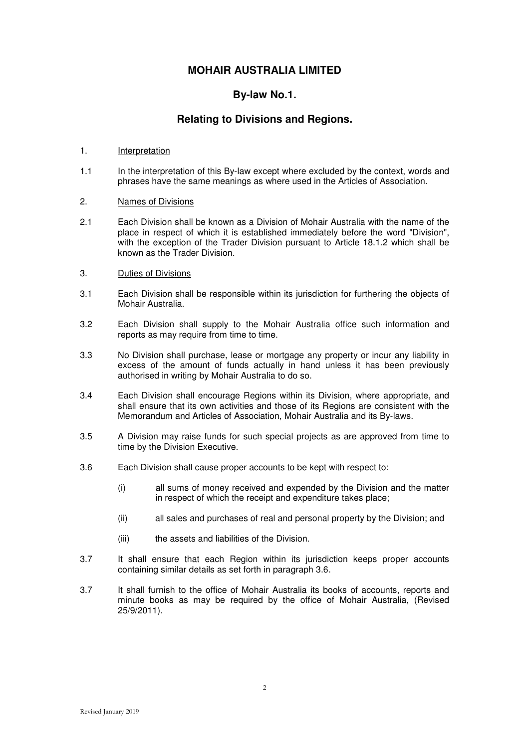# MOHAIR AUSTRALIA LIMITED

## By-law No.1.

## Relating to Divisions and Regions.

1. Interpretation

1.1 In the interpretation of this By-law except where excluded by the context, words and phrases have the same meanings as where used in the Articles of Association.

2. Names of Divisions

2.1 Each Division shall be known as a Division of Mohair Australia with the name of the place in respect of which it is established immediately before the word "Division", with the exception of the Trader Division pursuant to Article 18.1.2 which shall be known as the Trader Division.

3. Duties of Divisions

3.1 Each Division shall be responsible within its jurisdiction for furthering the objects of Mohair Australia.

3.2 Each Division shall supply to the Mohair Australia office such information and reports as may require from time to time.

3.3 No Division shall purchase, lease or mortgage any property or incur any liability in excess of the amount of funds actually in hand unless it has been previously authorised in writing by Mohair Australia to do so.

3.4 Each Division shall encourage Regions within its Division, where appropriate, and shall ensure that its own activities and those of its Regions are consistent with the Memorandum and Articles of Association, Mohair Australia and its By-laws.

3.5 A Division may raise funds for such special projects as are approved from time to time by the Division Executive.

3.6 Each Division shall cause proper accounts to be kept with respect to:

(i) all sums of money received and expended by the Division and the matter in respect of which the receipt and expenditure takes place;

(ii) all sales and purchases of real and personal property by the Division; and

(iii) the assets and liabilities of the Division.

3.7 It shall ensure that each Region within its jurisdiction keeps proper accounts containing similar details as set forth in paragraph 3.6.

3.7 It shall furnish to the office of Mohair Australia its books of accounts, reports and minute books as may be required by the office of Mohair Australia, (Revised 25/9/2011).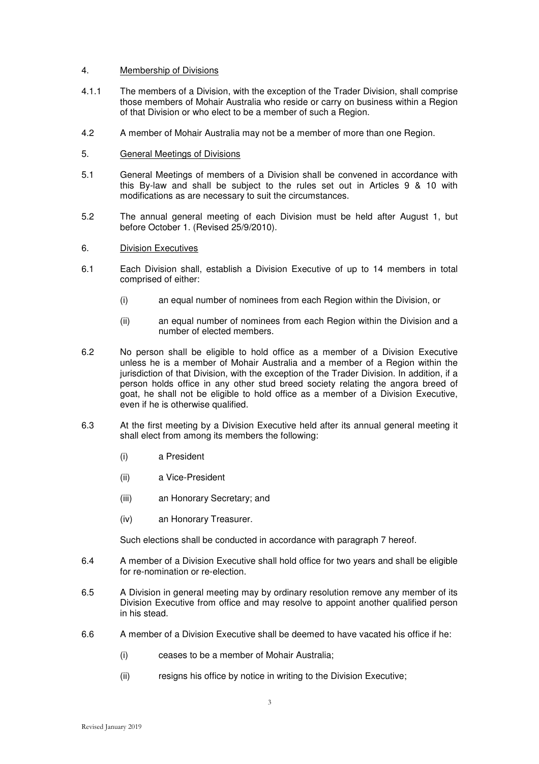4. <u>Membership of Divisions</u>

4.1.1 The members of a Division, with the exception of the Trader Division, shall comprise those members of Mohair Australia who reside or carry on business within a Region of that Division or who elect to be a member of such a Region.

4.2 A member of Mohair Australia may not be a member of more than one Region.

5. <u>General Meetings of Divisions</u>

5.1 General Meetings of members of a Division shall be convened in accordance with this By-law and shall be subject to the rules set out in Articles 9 & 10 with modifications as are necessary to suit the circumstances.

5.2 The annual general meeting of each Division must be held after August 1, but before October 1. (Revised 25/9/2010).

6. <u>Division Executives</u>

6.1 Each Division shall, establish a Division Executive of up to 14 members in total comprised of either:

(i) an equal number of nominees from each Region within the Division, or

(ii) an equal number of nominees from each Region within the Division and a number of elected members.

6.2 No person shall be eligible to hold office as a member of a Division Executive unless he is a member of Mohair Australia and a member of a Region within the jurisdiction of that Division, with the exception of the Trader Division. In addition, if a person holds office in any other stud breed society relating the angora breed of goat, he shall not be eligible to hold office as a member of a Division Executive, even if he is otherwise qualified.

6.3 At the first meeting by a Division Executive held after its annual general meeting it shall elect from among its members the following:

(i) a President

(ii) a Vice-President

(iii) an Honorary Secretary; and

(iv) an Honorary Treasurer.

Such elections shall be conducted in accordance with paragraph 7 hereof.

6.4 A member of a Division Executive shall hold office for two years and shall be eligible for re-nomination or re-election.

6.5 A Division in general meeting may by ordinary resolution remove any member of its Division Executive from office and may resolve to appoint another qualified person in his stead.

6.6 A member of a Division Executive shall be deemed to have vacated his office if he:

(i) ceases to be a member of Mohair Australia;

(ii) resigns his office by notice in writing to the Division Executive;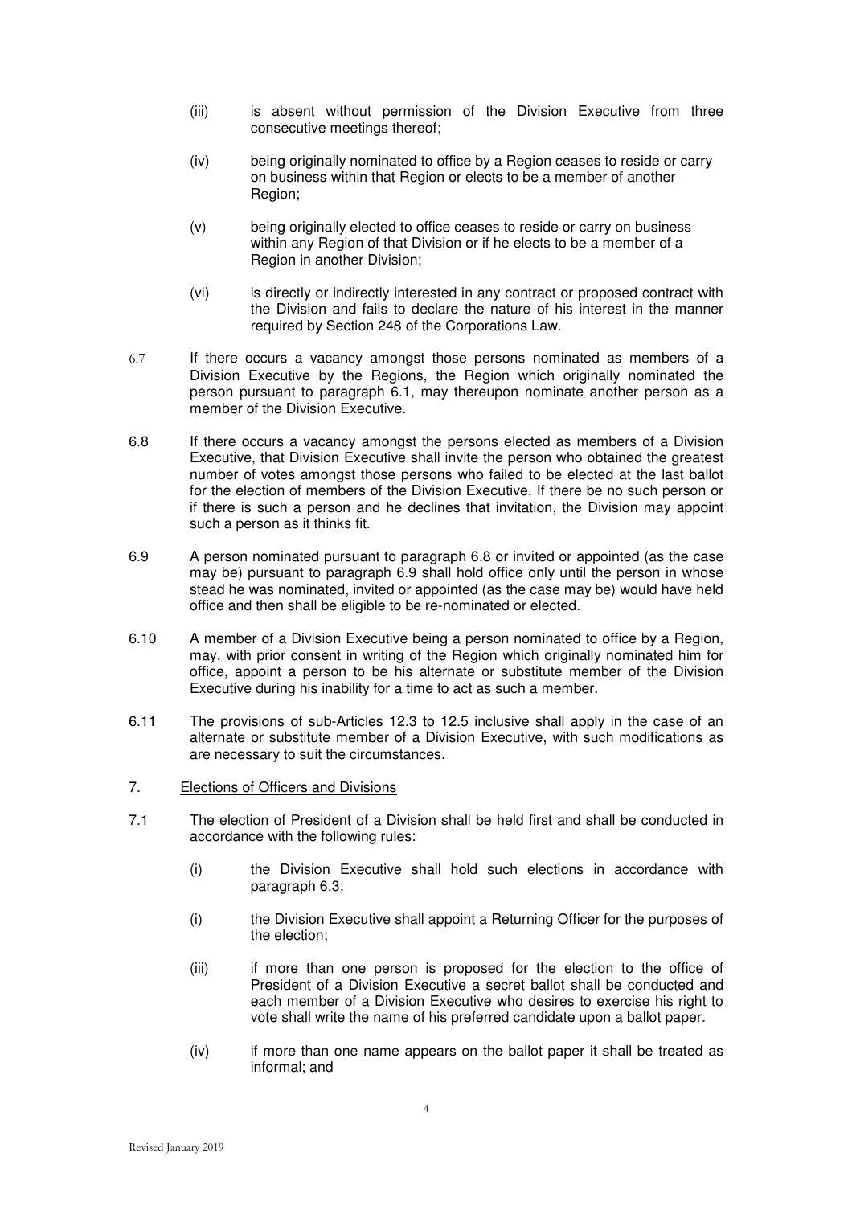(iii) is absent without permission of the Division Executive from three consecutive meetings thereof;

(iv) being originally nominated to office by a Region ceases to reside or carry on business within that Region or elects to be a member of another Region;

(v) being originally elected to office ceases to reside or carry on business within any Region of that Division or if he elects to be a member of a Region in another Division;

(vi) is directly or indirectly interested in any contract or proposed contract with the Division and fails to declare the nature of his interest in the manner required by Section 248 of the Corporations Law.

6.7 If there occurs a vacancy amongst those persons nominated as members of a Division Executive by the Regions, the Region which originally nominated the person pursuant to paragraph 6.1, may thereupon nominate another person as a member of the Division Executive.

6.8 If there occurs a vacancy amongst the persons elected as members of a Division Executive, that Division Executive shall invite the person who obtained the greatest number of votes amongst those persons who failed to be elected at the last ballot for the election of members of the Division Executive. If there be no such person or if there is such a person and he declines that invitation, the Division may appoint such a person as it thinks fit.

6.9 A person nominated pursuant to paragraph 6.8 or invited or appointed (as the case may be) pursuant to paragraph 6.9 shall hold office only until the person in whose stead he was nominated, invited or appointed (as the case may be) would have held office and then shall be eligible to be re-nominated or elected.

6.10 A member of a Division Executive being a person nominated to office by a Region, may, with prior consent in writing of the Region which originally nominated him for office, appoint a person to be his alternate or substitute member of the Division Executive during his inability for a time to act as such a member.

6.11 The provisions of sub-Articles 12.3 to 12.5 inclusive shall apply in the case of an alternate or substitute member of a Division Executive, with such modifications as are necessary to suit the circumstances.

7. <u>Elections of Officers and Divisions</u>

7.1 The election of President of a Division shall be held first and shall be conducted in accordance with the following rules:

(i) the Division Executive shall hold such elections in accordance with paragraph 6.3;

(i) the Division Executive shall appoint a Returning Officer for the purposes of the election;

(iii) if more than one person is proposed for the election to the office of President of a Division Executive a secret ballot shall be conducted and each member of a Division Executive who desires to exercise his right to vote shall write the name of his preferred candidate upon a ballot paper.

(iv) if more than one name appears on the ballot paper it shall be treated as informal; and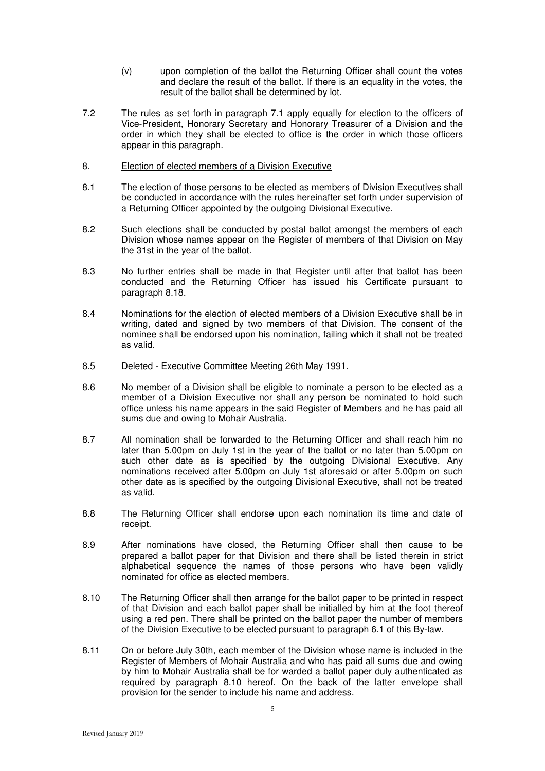(v) upon completion of the ballot the Returning Officer shall count the votes and declare the result of the ballot. If there is an equality in the votes, the result of the ballot shall be determined by lot.

7.2 The rules as set forth in paragraph 7.1 apply equally for election to the officers of Vice-President, Honorary Secretary and Honorary Treasurer of a Division and the order in which they shall be elected to office is the order in which those officers appear in this paragraph.

8. <u>Election of elected members of a Division Executive</u>

8.1 The election of those persons to be elected as members of Division Executives shall be conducted in accordance with the rules hereinafter set forth under supervision of a Returning Officer appointed by the outgoing Divisional Executive.

8.2 Such elections shall be conducted by postal ballot amongst the members of each Division whose names appear on the Register of members of that Division on May the 31st in the year of the ballot.

8.3 No further entries shall be made in that Register until after that ballot has been conducted and the Returning Officer has issued his Certificate pursuant to paragraph 8.18.

8.4 Nominations for the election of elected members of a Division Executive shall be in writing, dated and signed by two members of that Division. The consent of the nominee shall be endorsed upon his nomination, failing which it shall not be treated as valid.

8.5 Deleted - Executive Committee Meeting 26th May 1991.

8.6 No member of a Division shall be eligible to nominate a person to be elected as a member of a Division Executive nor shall any person be nominated to hold such office unless his name appears in the said Register of Members and he has paid all sums due and owing to Mohair Australia.

8.7 All nomination shall be forwarded to the Returning Officer and shall reach him no later than 5.00pm on July 1st in the year of the ballot or no later than 5.00pm on such other date as is specified by the outgoing Divisional Executive. Any nominations received after 5.00pm on July 1st aforesaid or after 5.00pm on such other date as is specified by the outgoing Divisional Executive, shall not be treated as valid.

8.8 The Returning Officer shall endorse upon each nomination its time and date of receipt.

8.9 After nominations have closed, the Returning Officer shall then cause to be prepared a ballot paper for that Division and there shall be listed therein in strict alphabetical sequence the names of those persons who have been validly nominated for office as elected members.

8.10 The Returning Officer shall then arrange for the ballot paper to be printed in respect of that Division and each ballot paper shall be initialled by him at the foot thereof using a red pen. There shall be printed on the ballot paper the number of members of the Division Executive to be elected pursuant to paragraph 6.1 of this By-law.

8.11 On or before July 30th, each member of the Division whose name is included in the Register of Members of Mohair Australia and who has paid all sums due and owing by him to Mohair Australia shall be for warded a ballot paper duly authenticated as required by paragraph 8.10 hereof. On the back of the latter envelope shall provision for the sender to include his name and address.

Revised January 2019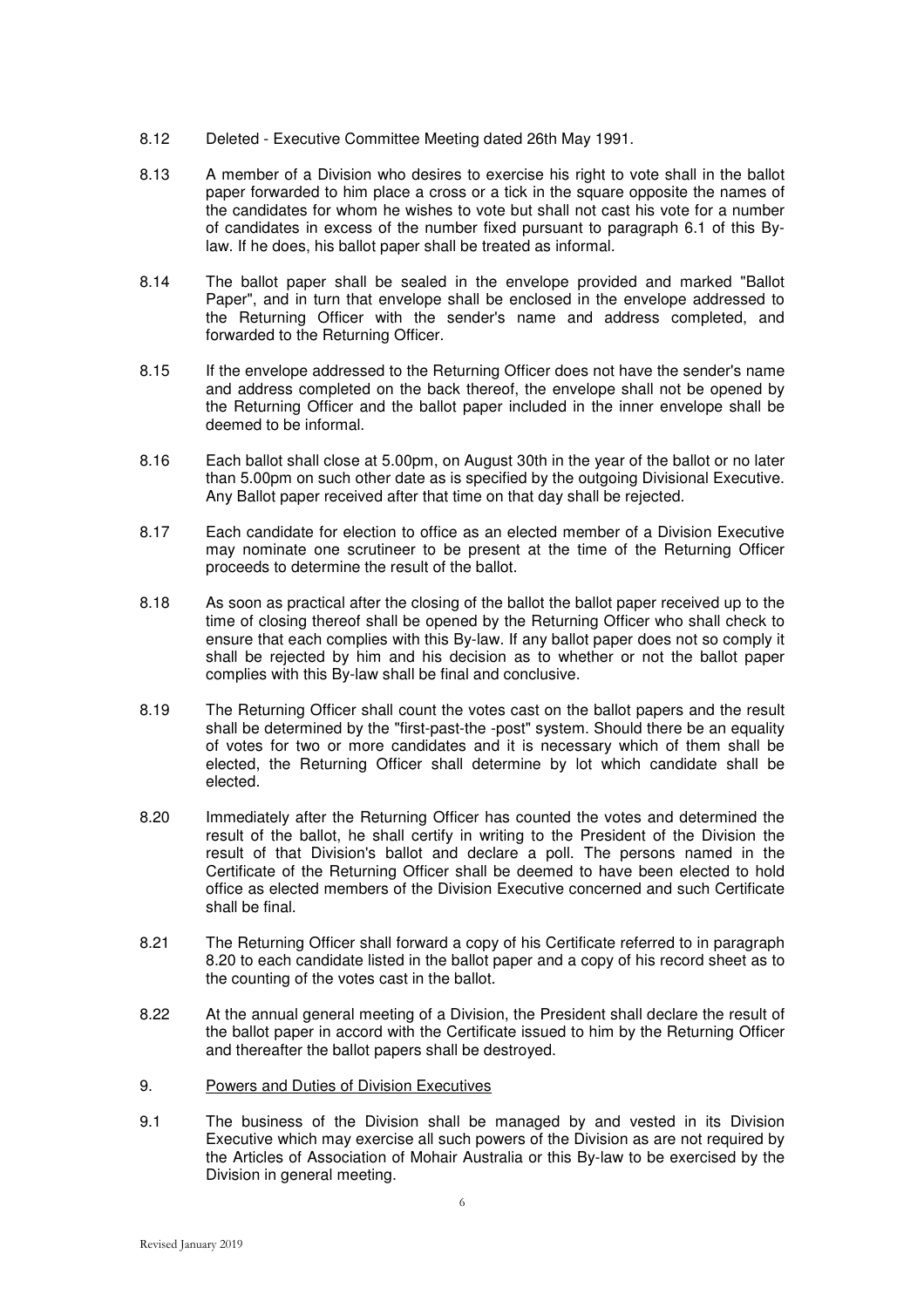8.12 Deleted - Executive Committee Meeting dated 26th May 1991.

8.13 A member of a Division who desires to exercise his right to vote shall in the ballot paper forwarded to him place a cross or a tick in the square opposite the names of the candidates for whom he wishes to vote but shall not cast his vote for a number of candidates in excess of the number fixed pursuant to paragraph 6.1 of this By-law. If he does, his ballot paper shall be treated as informal.

8.14 The ballot paper shall be sealed in the envelope provided and marked "Ballot Paper", and in turn that envelope shall be enclosed in the envelope addressed to the Returning Officer with the sender's name and address completed, and forwarded to the Returning Officer.

8.15 If the envelope addressed to the Returning Officer does not have the sender's name and address completed on the back thereof, the envelope shall not be opened by the Returning Officer and the ballot paper included in the inner envelope shall be deemed to be informal.

8.16 Each ballot shall close at 5.00pm, on August 30th in the year of the ballot or no later than 5.00pm on such other date as is specified by the outgoing Divisional Executive. Any Ballot paper received after that time on that day shall be rejected.

8.17 Each candidate for election to office as an elected member of a Division Executive may nominate one scrutineer to be present at the time of the Returning Officer proceeds to determine the result of the ballot.

8.18 As soon as practical after the closing of the ballot the ballot paper received up to the time of closing thereof shall be opened by the Returning Officer who shall check to ensure that each complies with this By-law. If any ballot paper does not so comply it shall be rejected by him and his decision as to whether or not the ballot paper complies with this By-law shall be final and conclusive.

8.19 The Returning Officer shall count the votes cast on the ballot papers and the result shall be determined by the "first-past-the -post" system. Should there be an equality of votes for two or more candidates and it is necessary which of them shall be elected, the Returning Officer shall determine by lot which candidate shall be elected.

8.20 Immediately after the Returning Officer has counted the votes and determined the result of the ballot, he shall certify in writing to the President of the Division the result of that Division's ballot and declare a poll. The persons named in the Certificate of the Returning Officer shall be deemed to have been elected to hold office as elected members of the Division Executive concerned and such Certificate shall be final.

8.21 The Returning Officer shall forward a copy of his Certificate referred to in paragraph 8.20 to each candidate listed in the ballot paper and a copy of his record sheet as to the counting of the votes cast in the ballot.

8.22 At the annual general meeting of a Division, the President shall declare the result of the ballot paper in accord with the Certificate issued to him by the Returning Officer and thereafter the ballot papers shall be destroyed.

## 9. Powers and Duties of Division Executives

9.1 The business of the Division shall be managed by and vested in its Division Executive which may exercise all such powers of the Division as are not required by the Articles of Association of Mohair Australia or this By-law to be exercised by the Division in general meeting.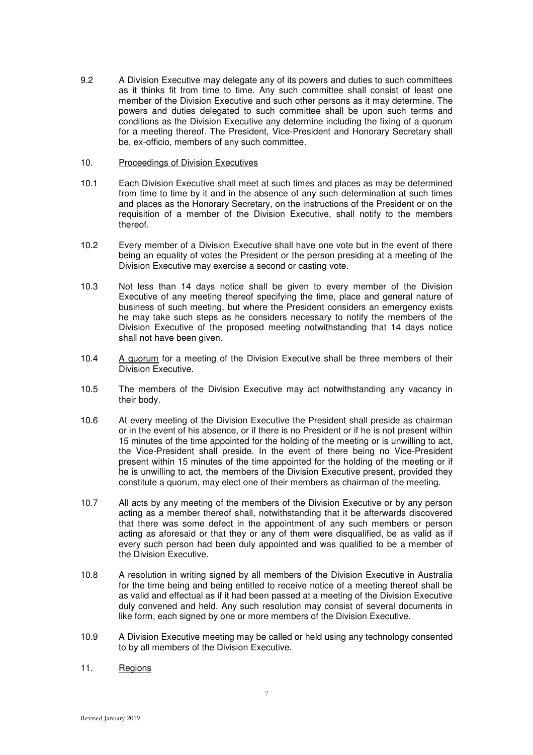9.2 A Division Executive may delegate any of its powers and duties to such committees as it thinks fit from time to time. Any such committee shall consist of least one member of the Division Executive and such other persons as it may determine. The powers and duties delegated to such committee shall be upon such terms and conditions as the Division Executive any determine including the fixing of a quorum for a meeting thereof. The President, Vice-President and Honorary Secretary shall be, ex-officio, members of any such committee.

10. Proceedings of Division Executives

10.1 Each Division Executive shall meet at such times and places as may be determined from time to time by it and in the absence of any such determination at such times and places as the Honorary Secretary, on the instructions of the President or on the requisition of a member of the Division Executive, shall notify to the members thereof.

10.2 Every member of a Division Executive shall have one vote but in the event of there being an equality of votes the President or the person presiding at a meeting of the Division Executive may exercise a second or casting vote.

10.3 Not less than 14 days notice shall be given to every member of the Division Executive of any meeting thereof specifying the time, place and general nature of business of such meeting, but where the President considers an emergency exists he may take such steps as he considers necessary to notify the members of the Division Executive of the proposed meeting notwithstanding that 14 days notice shall not have been given.

10.4 A quorum for a meeting of the Division Executive shall be three members of their Division Executive.

10.5 The members of the Division Executive may act notwithstanding any vacancy in their body.

10.6 At every meeting of the Division Executive the President shall preside as chairman or in the event of his absence, or if there is no President or if he is not present within 15 minutes of the time appointed for the holding of the meeting or is unwilling to act, the Vice-President shall preside. In the event of there being no Vice-President present within 15 minutes of the time appointed for the holding of the meeting or if he is unwilling to act, the members of the Division Executive present, provided they constitute a quorum, may elect one of their members as chairman of the meeting.

10.7 All acts by any meeting of the members of the Division Executive or by any person acting as a member thereof shall, notwithstanding that it be afterwards discovered that there was some defect in the appointment of any such members or person acting as aforesaid or that they or any of them were disqualified, be as valid as if every such person had been duly appointed and was qualified to be a member of the Division Executive.

10.8 A resolution in writing signed by all members of the Division Executive in Australia for the time being and being entitled to receive notice of a meeting thereof shall be as valid and effectual as if it had been passed at a meeting of the Division Executive duly convened and held. Any such resolution may consist of several documents in like form, each signed by one or more members of the Division Executive.

10.9 A Division Executive meeting may be called or held using any technology consented to by all members of the Division Executive.

11. Regions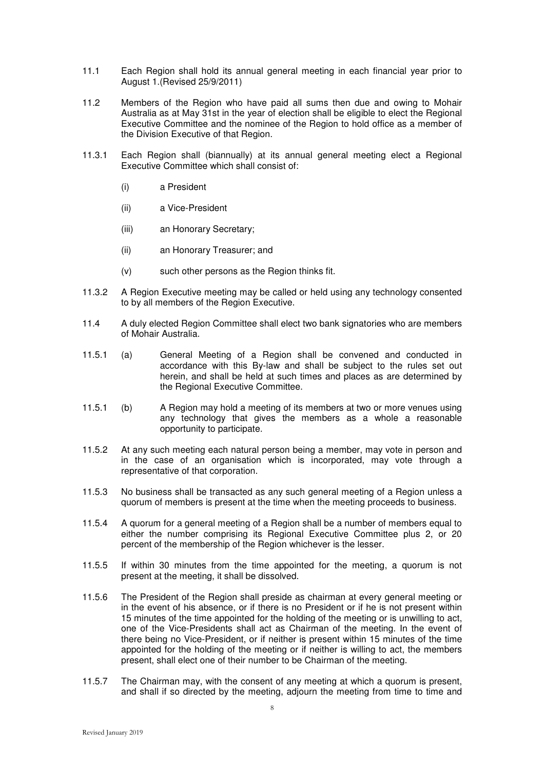11.1 Each Region shall hold its annual general meeting in each financial year prior to August 1.(Revised 25/9/2011)

11.2 Members of the Region who have paid all sums then due and owing to Mohair Australia as at May 31st in the year of election shall be eligible to elect the Regional Executive Committee and the nominee of the Region to hold office as a member of the Division Executive of that Region.

11.3.1 Each Region shall (biannually) at its annual general meeting elect a Regional Executive Committee which shall consist of:

- (i) a President
- (ii) a Vice-President
- (iii) an Honorary Secretary;
- (ii) an Honorary Treasurer; and
- (v) such other persons as the Region thinks fit.

11.3.2 A Region Executive meeting may be called or held using any technology consented to by all members of the Region Executive.

11.4 A duly elected Region Committee shall elect two bank signatories who are members of Mohair Australia.

11.5.1 (a) General Meeting of a Region shall be convened and conducted in accordance with this By-law and shall be subject to the rules set out herein, and shall be held at such times and places as are determined by the Regional Executive Committee.

11.5.1 (b) A Region may hold a meeting of its members at two or more venues using any technology that gives the members as a whole a reasonable opportunity to participate.

11.5.2 At any such meeting each natural person being a member, may vote in person and in the case of an organisation which is incorporated, may vote through a representative of that corporation.

11.5.3 No business shall be transacted as any such general meeting of a Region unless a quorum of members is present at the time when the meeting proceeds to business.

11.5.4 A quorum for a general meeting of a Region shall be a number of members equal to either the number comprising its Regional Executive Committee plus 2, or 20 percent of the membership of the Region whichever is the lesser.

11.5.5 If within 30 minutes from the time appointed for the meeting, a quorum is not present at the meeting, it shall be dissolved.

11.5.6 The President of the Region shall preside as chairman at every general meeting or in the event of his absence, or if there is no President or if he is not present within 15 minutes of the time appointed for the holding of the meeting or is unwilling to act, one of the Vice-Presidents shall act as Chairman of the meeting. In the event of there being no Vice-President, or if neither is present within 15 minutes of the time appointed for the holding of the meeting or if neither is willing to act, the members present, shall elect one of their number to be Chairman of the meeting.

11.5.7 The Chairman may, with the consent of any meeting at which a quorum is present, and shall if so directed by the meeting, adjourn the meeting from time to time and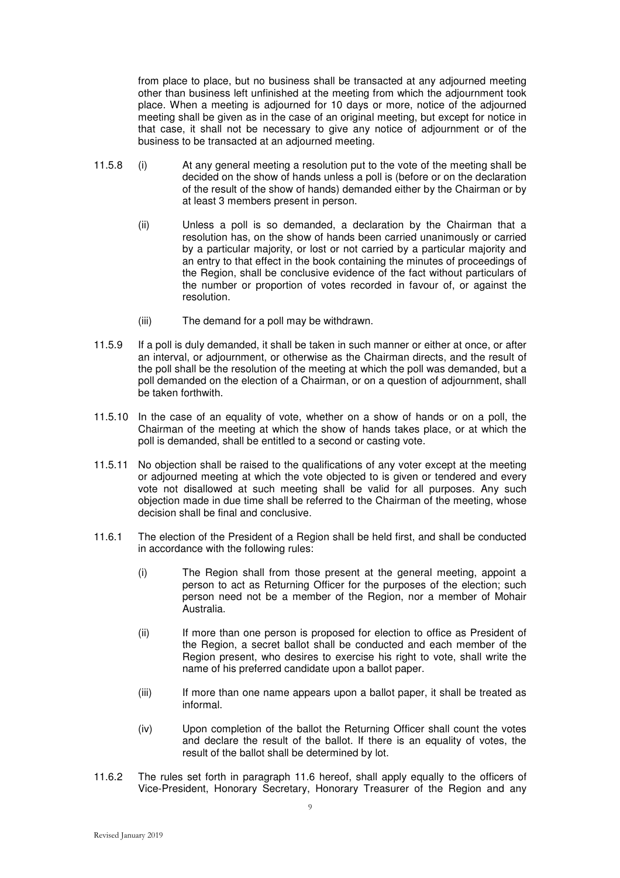from place to place, but no business shall be transacted at any adjourned meeting other than business left unfinished at the meeting from which the adjournment took place. When a meeting is adjourned for 10 days or more, notice of the adjourned meeting shall be given as in the case of an original meeting, but except for notice in that case, it shall not be necessary to give any notice of adjournment or of the business to be transacted at an adjourned meeting.

11.5.8 (i) At any general meeting a resolution put to the vote of the meeting shall be decided on the show of hands unless a poll is (before or on the declaration of the result of the show of hands) demanded either by the Chairman or by at least 3 members present in person.

(ii) Unless a poll is so demanded, a declaration by the Chairman that a resolution has, on the show of hands been carried unanimously or carried by a particular majority, or lost or not carried by a particular majority and an entry to that effect in the book containing the minutes of proceedings of the Region, shall be conclusive evidence of the fact without particulars of the number or proportion of votes recorded in favour of, or against the resolution.

(iii) The demand for a poll may be withdrawn.

11.5.9 If a poll is duly demanded, it shall be taken in such manner or either at once, or after an interval, or adjournment, or otherwise as the Chairman directs, and the result of the poll shall be the resolution of the meeting at which the poll was demanded, but a poll demanded on the election of a Chairman, or on a question of adjournment, shall be taken forthwith.

11.5.10 In the case of an equality of vote, whether on a show of hands or on a poll, the Chairman of the meeting at which the show of hands takes place, or at which the poll is demanded, shall be entitled to a second or casting vote.

11.5.11 No objection shall be raised to the qualifications of any voter except at the meeting or adjourned meeting at which the vote objected to is given or tendered and every vote not disallowed at such meeting shall be valid for all purposes. Any such objection made in due time shall be referred to the Chairman of the meeting, whose decision shall be final and conclusive.

11.6.1 The election of the President of a Region shall be held first, and shall be conducted in accordance with the following rules:

(i) The Region shall from those present at the general meeting, appoint a person to act as Returning Officer for the purposes of the election; such person need not be a member of the Region, nor a member of Mohair Australia.

(ii) If more than one person is proposed for election to office as President of the Region, a secret ballot shall be conducted and each member of the Region present, who desires to exercise his right to vote, shall write the name of his preferred candidate upon a ballot paper.

(iii) If more than one name appears upon a ballot paper, it shall be treated as informal.

(iv) Upon completion of the ballot the Returning Officer shall count the votes and declare the result of the ballot. If there is an equality of votes, the result of the ballot shall be determined by lot.

11.6.2 The rules set forth in paragraph 11.6 hereof, shall apply equally to the officers of Vice-President, Honorary Secretary, Honorary Treasurer of the Region and any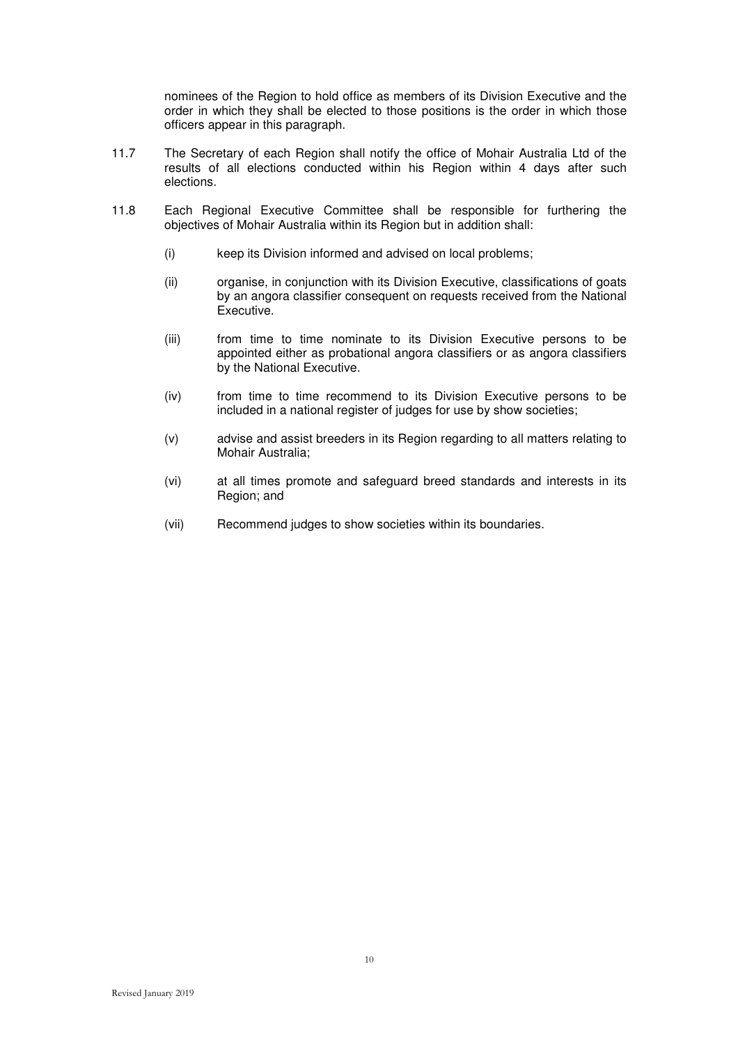nominees of the Region to hold office as members of its Division Executive and the order in which they shall be elected to those positions is the order in which those officers appear in this paragraph.

11.7 The Secretary of each Region shall notify the office of Mohair Australia Ltd of the results of all elections conducted within his Region within 4 days after such elections.

11.8 Each Regional Executive Committee shall be responsible for furthering the objectives of Mohair Australia within its Region but in addition shall:

(i) keep its Division informed and advised on local problems;

(ii) organise, in conjunction with its Division Executive, classifications of goats by an angora classifier consequent on requests received from the National Executive.

(iii) from time to time nominate to its Division Executive persons to be appointed either as probational angora classifiers or as angora classifiers by the National Executive.

(iv) from time to time recommend to its Division Executive persons to be included in a national register of judges for use by show societies;

(v) advise and assist breeders in its Region regarding to all matters relating to Mohair Australia;

(vi) at all times promote and safeguard breed standards and interests in its Region; and

(vii) Recommend judges to show societies within its boundaries.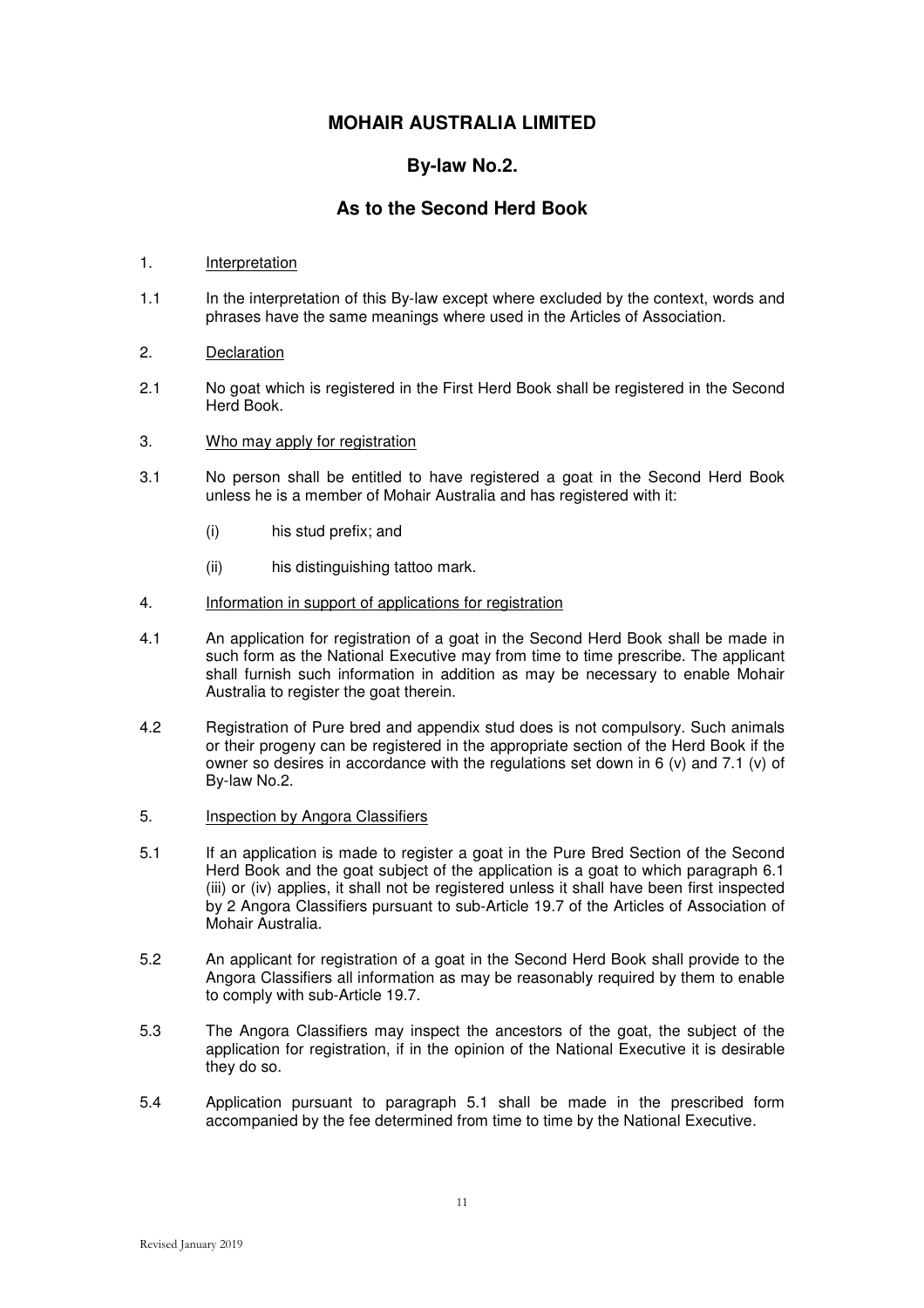# MOHAIR AUSTRALIA LIMITED

## By-law No.2.

## As to the Second Herd Book

1. Interpretation

1.1 In the interpretation of this By-law except where excluded by the context, words and phrases have the same meanings where used in the Articles of Association.

2. Declaration

2.1 No goat which is registered in the First Herd Book shall be registered in the Second Herd Book.

3. Who may apply for registration

3.1 No person shall be entitled to have registered a goat in the Second Herd Book unless he is a member of Mohair Australia and has registered with it:

(i) his stud prefix; and

(ii) his distinguishing tattoo mark.

4. Information in support of applications for registration

4.1 An application for registration of a goat in the Second Herd Book shall be made in such form as the National Executive may from time to time prescribe. The applicant shall furnish such information in addition as may be necessary to enable Mohair Australia to register the goat therein.

4.2 Registration of Pure bred and appendix stud does is not compulsory. Such animals or their progeny can be registered in the appropriate section of the Herd Book if the owner so desires in accordance with the regulations set down in 6 (v) and 7.1 (v) of By-law No.2.

5. Inspection by Angora Classifiers

5.1 If an application is made to register a goat in the Pure Bred Section of the Second Herd Book and the goat subject of the application is a goat to which paragraph 6.1 (iii) or (iv) applies, it shall not be registered unless it shall have been first inspected by 2 Angora Classifiers pursuant to sub-Article 19.7 of the Articles of Association of Mohair Australia.

5.2 An applicant for registration of a goat in the Second Herd Book shall provide to the Angora Classifiers all information as may be reasonably required by them to enable to comply with sub-Article 19.7.

5.3 The Angora Classifiers may inspect the ancestors of the goat, the subject of the application for registration, if in the opinion of the National Executive it is desirable they do so.

5.4 Application pursuant to paragraph 5.1 shall be made in the prescribed form accompanied by the fee determined from time to time by the National Executive.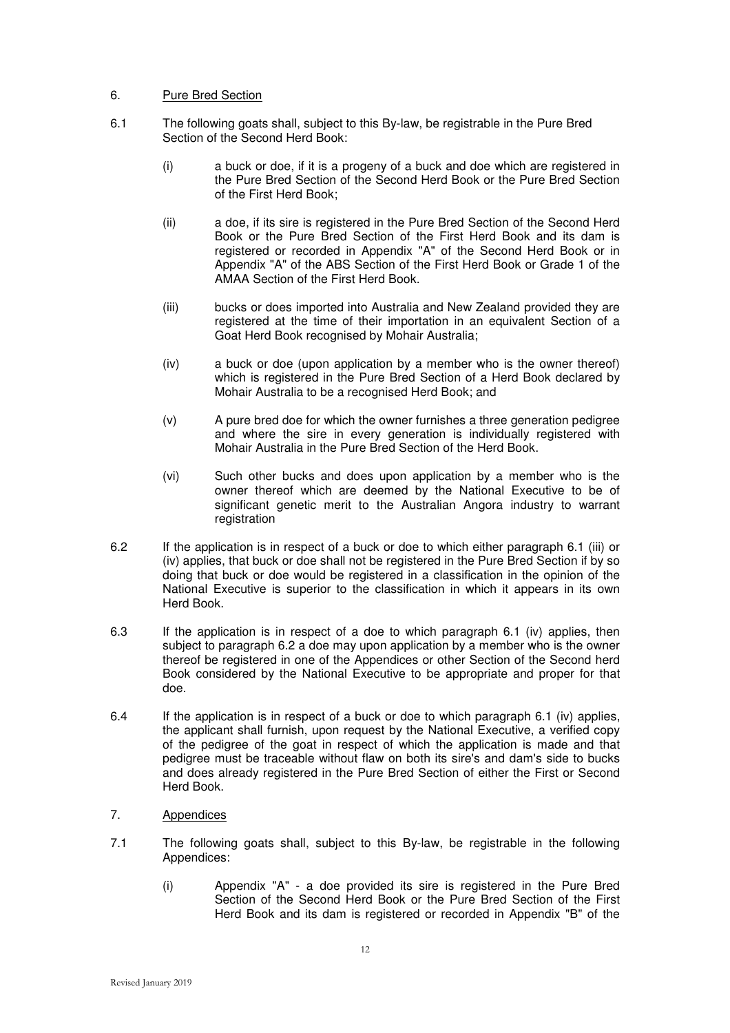## 6. Pure Bred Section

6.1 The following goats shall, subject to this By-law, be registrable in the Pure Bred Section of the Second Herd Book:

- (i) a buck or doe, if it is a progeny of a buck and doe which are registered in the Pure Bred Section of the Second Herd Book or the Pure Bred Section of the First Herd Book;
- (ii) a doe, if its sire is registered in the Pure Bred Section of the Second Herd Book or the Pure Bred Section of the First Herd Book and its dam is registered or recorded in Appendix "A" of the Second Herd Book or in Appendix "A" of the ABS Section of the First Herd Book or Grade 1 of the AMAA Section of the First Herd Book.
- (iii) bucks or does imported into Australia and New Zealand provided they are registered at the time of their importation in an equivalent Section of a Goat Herd Book recognised by Mohair Australia;
- (iv) a buck or doe (upon application by a member who is the owner thereof) which is registered in the Pure Bred Section of a Herd Book declared by Mohair Australia to be a recognised Herd Book; and
- (v) A pure bred doe for which the owner furnishes a three generation pedigree and where the sire in every generation is individually registered with Mohair Australia in the Pure Bred Section of the Herd Book.
- (vi) Such other bucks and does upon application by a member who is the owner thereof which are deemed by the National Executive to be of significant genetic merit to the Australian Angora industry to warrant registration

6.2 If the application is in respect of a buck or doe to which either paragraph 6.1 (iii) or (iv) applies, that buck or doe shall not be registered in the Pure Bred Section if by so doing that buck or doe would be registered in a classification in the opinion of the National Executive is superior to the classification in which it appears in its own Herd Book.

6.3 If the application is in respect of a doe to which paragraph 6.1 (iv) applies, then subject to paragraph 6.2 a doe may upon application by a member who is the owner thereof be registered in one of the Appendices or other Section of the Second herd Book considered by the National Executive to be appropriate and proper for that doe.

6.4 If the application is in respect of a buck or doe to which paragraph 6.1 (iv) applies, the applicant shall furnish, upon request by the National Executive, a verified copy of the pedigree of the goat in respect of which the application is made and that pedigree must be traceable without flaw on both its sire's and dam's side to bucks and does already registered in the Pure Bred Section of either the First or Second Herd Book.

## 7. Appendices

7.1 The following goats shall, subject to this By-law, be registrable in the following Appendices:

- (i) Appendix "A" - a doe provided its sire is registered in the Pure Bred Section of the Second Herd Book or the Pure Bred Section of the First Herd Book and its dam is registered or recorded in Appendix "B" of the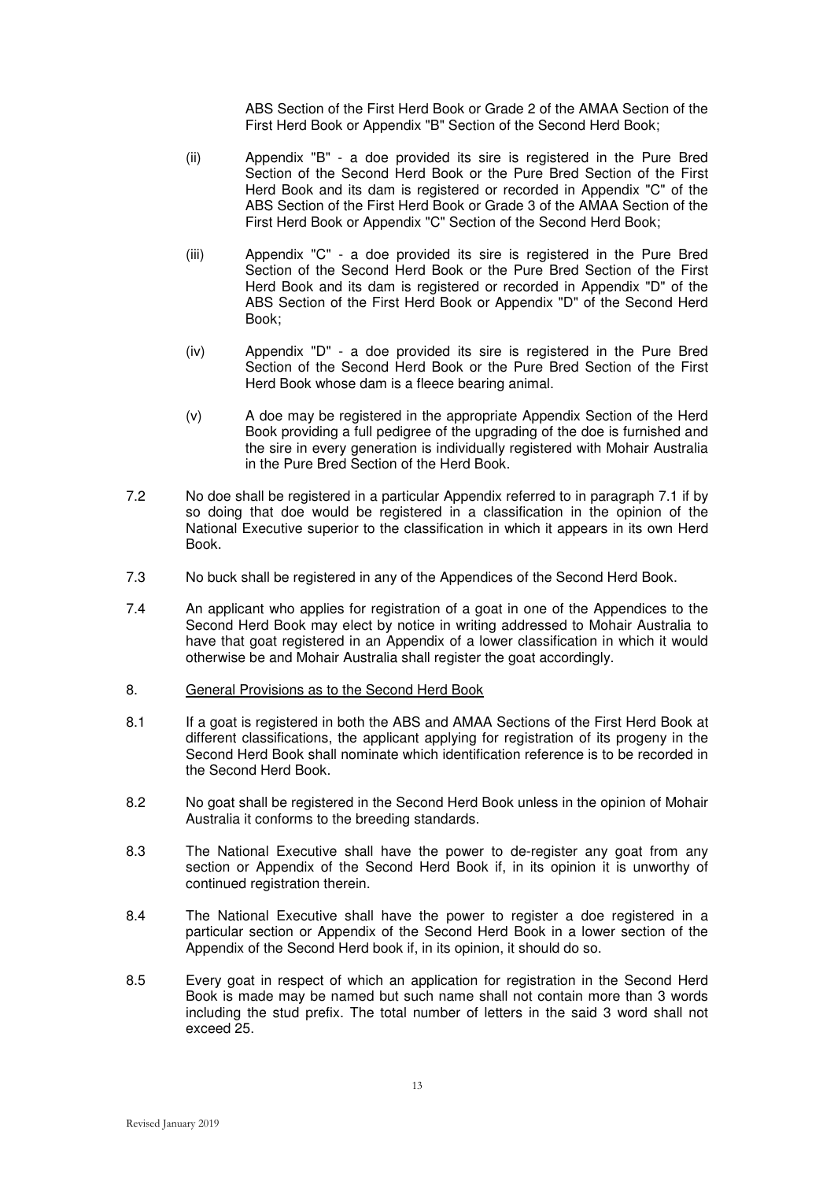ABS Section of the First Herd Book or Grade 2 of the AMAA Section of the First Herd Book or Appendix "B" Section of the Second Herd Book;

(ii) Appendix "B" - a doe provided its sire is registered in the Pure Bred Section of the Second Herd Book or the Pure Bred Section of the First Herd Book and its dam is registered or recorded in Appendix "C" of the ABS Section of the First Herd Book or Grade 3 of the AMAA Section of the First Herd Book or Appendix "C" Section of the Second Herd Book;

(iii) Appendix "C" - a doe provided its sire is registered in the Pure Bred Section of the Second Herd Book or the Pure Bred Section of the First Herd Book and its dam is registered or recorded in Appendix "D" of the ABS Section of the First Herd Book or Appendix "D" of the Second Herd Book;

(iv) Appendix "D" - a doe provided its sire is registered in the Pure Bred Section of the Second Herd Book or the Pure Bred Section of the First Herd Book whose dam is a fleece bearing animal.

(v) A doe may be registered in the appropriate Appendix Section of the Herd Book providing a full pedigree of the upgrading of the doe is furnished and the sire in every generation is individually registered with Mohair Australia in the Pure Bred Section of the Herd Book.

7.2 No doe shall be registered in a particular Appendix referred to in paragraph 7.1 if by so doing that doe would be registered in a classification in the opinion of the National Executive superior to the classification in which it appears in its own Herd Book.

7.3 No buck shall be registered in any of the Appendices of the Second Herd Book.

7.4 An applicant who applies for registration of a goat in one of the Appendices to the Second Herd Book may elect by notice in writing addressed to Mohair Australia to have that goat registered in an Appendix of a lower classification in which it would otherwise be and Mohair Australia shall register the goat accordingly.

8. <u>General Provisions as to the Second Herd Book</u>

8.1 If a goat is registered in both the ABS and AMAA Sections of the First Herd Book at different classifications, the applicant applying for registration of its progeny in the Second Herd Book shall nominate which identification reference is to be recorded in the Second Herd Book.

8.2 No goat shall be registered in the Second Herd Book unless in the opinion of Mohair Australia it conforms to the breeding standards.

8.3 The National Executive shall have the power to de-register any goat from any section or Appendix of the Second Herd Book if, in its opinion it is unworthy of continued registration therein.

8.4 The National Executive shall have the power to register a doe registered in a particular section or Appendix of the Second Herd Book in a lower section of the Appendix of the Second Herd book if, in its opinion, it should do so.

8.5 Every goat in respect of which an application for registration in the Second Herd Book is made may be named but such name shall not contain more than 3 words including the stud prefix. The total number of letters in the said 3 word shall not exceed 25.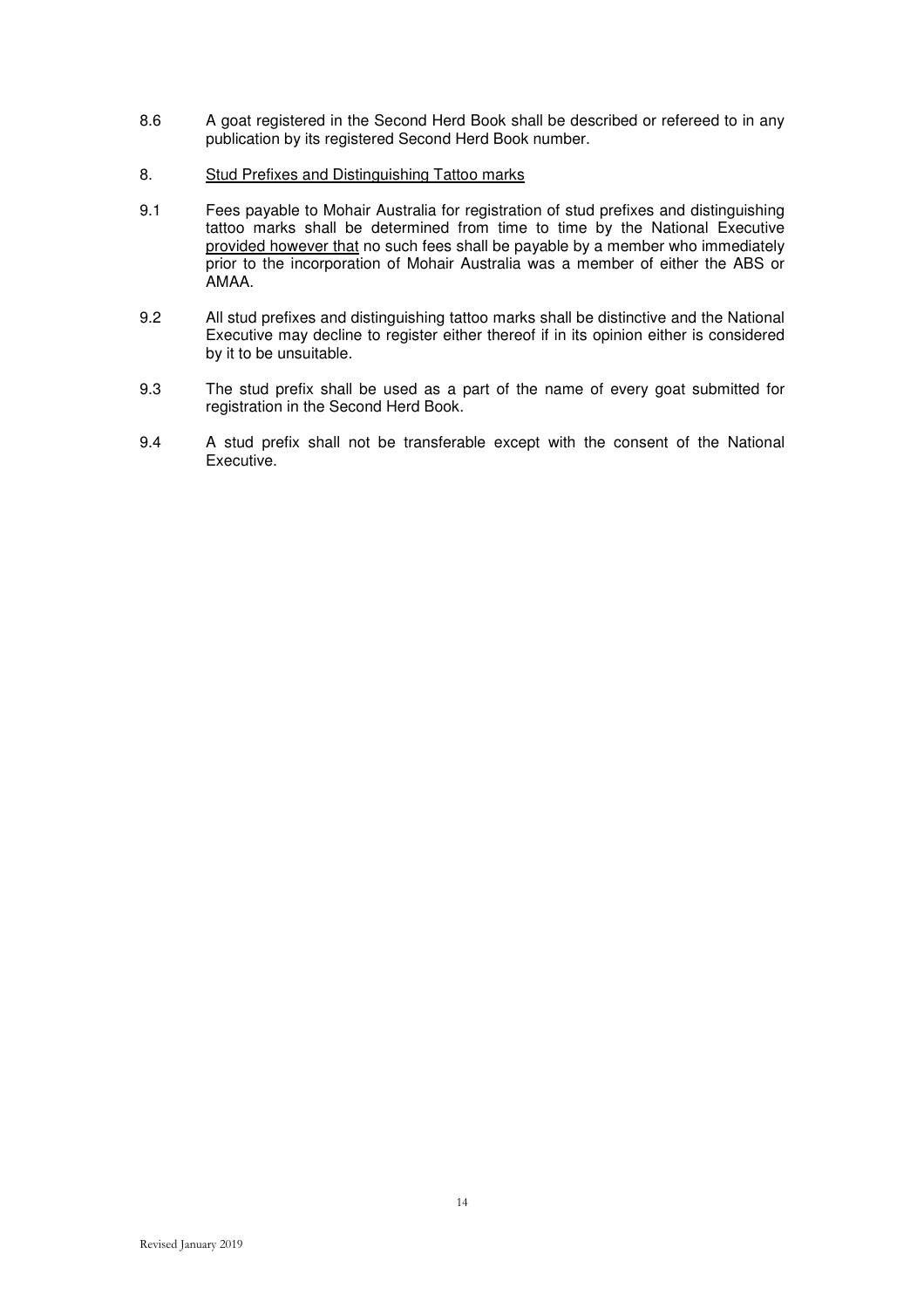8.6 A goat registered in the Second Herd Book shall be described or refereed to in any publication by its registered Second Herd Book number.

8. Stud Prefixes and Distinguishing Tattoo marks

9.1 Fees payable to Mohair Australia for registration of stud prefixes and distinguishing tattoo marks shall be determined from time to time by the National Executive provided however that no such fees shall be payable by a member who immediately prior to the incorporation of Mohair Australia was a member of either the ABS or AMAA.

9.2 All stud prefixes and distinguishing tattoo marks shall be distinctive and the National Executive may decline to register either thereof if in its opinion either is considered by it to be unsuitable.

9.3 The stud prefix shall be used as a part of the name of every goat submitted for registration in the Second Herd Book.

9.4 A stud prefix shall not be transferable except with the consent of the National Executive.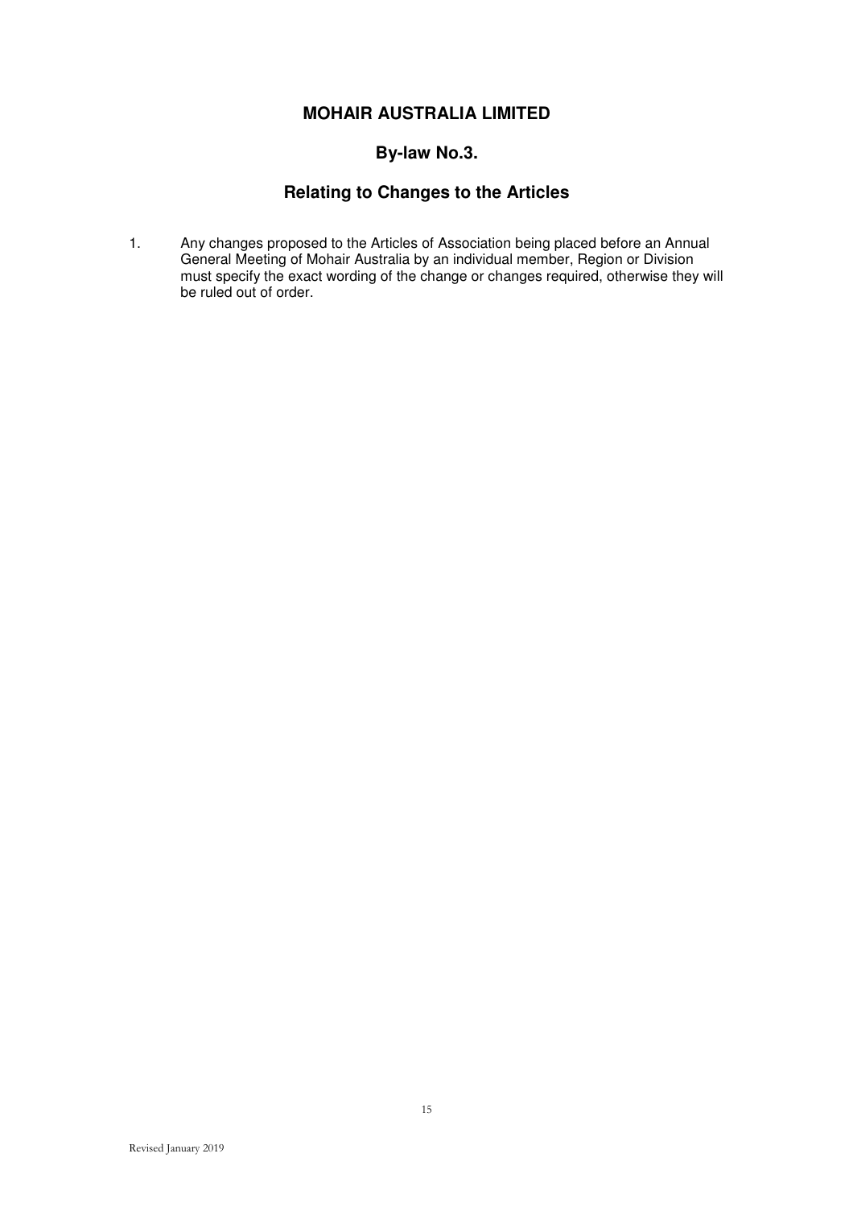# MOHAIR AUSTRALIA LIMITED

## By-law No.3.

## Relating to Changes to the Articles

1. Any changes proposed to the Articles of Association being placed before an Annual General Meeting of Mohair Australia by an individual member, Region or Division must specify the exact wording of the change or changes required, otherwise they will be ruled out of order.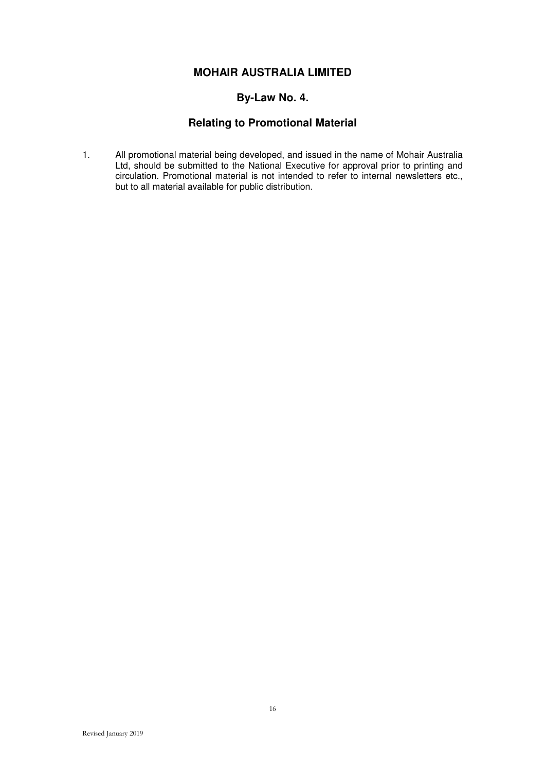# MOHAIR AUSTRALIA LIMITED

## By-Law No. 4.

## Relating to Promotional Material

1. All promotional material being developed, and issued in the name of Mohair Australia Ltd, should be submitted to the National Executive for approval prior to printing and circulation. Promotional material is not intended to refer to internal newsletters etc., but to all material available for public distribution.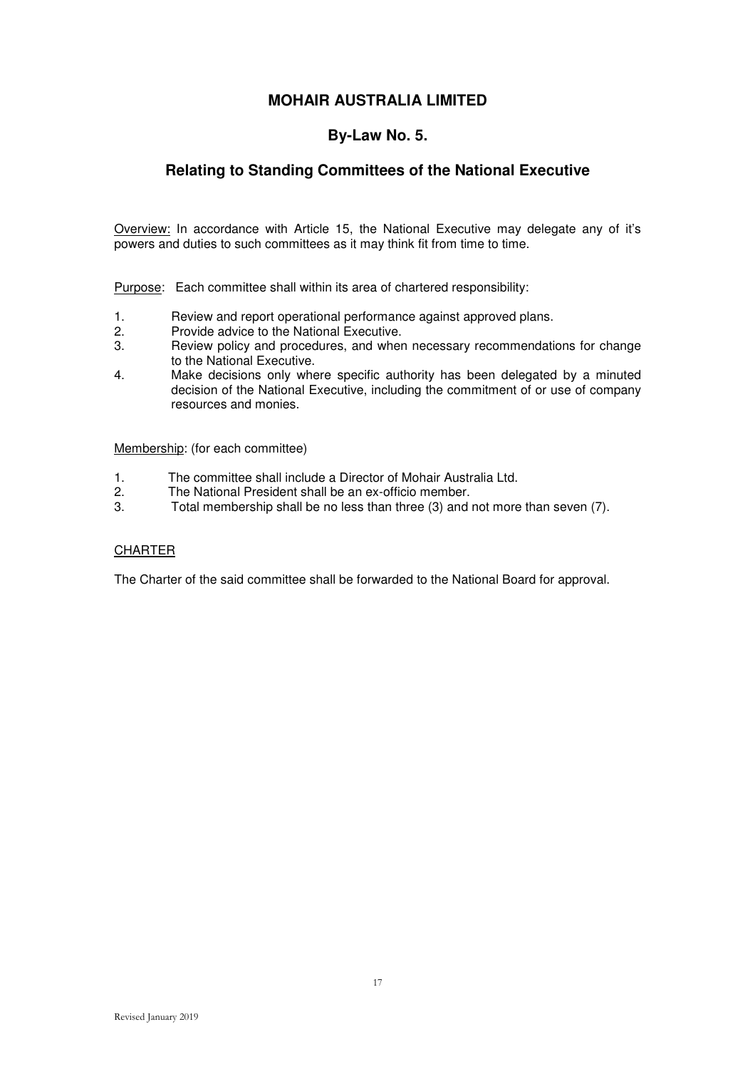# MOHAIR AUSTRALIA LIMITED

## By-Law No. 5.

## Relating to Standing Committees of the National Executive

Overview: In accordance with Article 15, the National Executive may delegate any of it's powers and duties to such committees as it may think fit from time to time.

Purpose: Each committee shall within its area of chartered responsibility:

1. Review and report operational performance against approved plans.
2. Provide advice to the National Executive.
3. Review policy and procedures, and when necessary recommendations for change to the National Executive.
4. Make decisions only where specific authority has been delegated by a minuted decision of the National Executive, including the commitment of or use of company resources and monies.

Membership: (for each committee)

1. The committee shall include a Director of Mohair Australia Ltd.
2. The National President shall be an ex-officio member.
3. Total membership shall be no less than three (3) and not more than seven (7).

CHARTER

The Charter of the said committee shall be forwarded to the National Board for approval.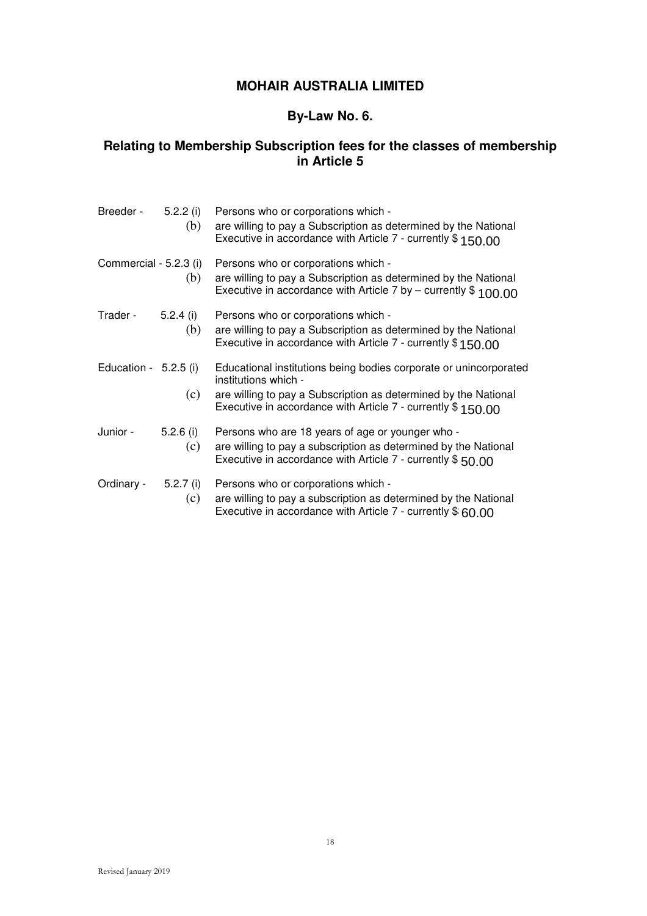# MOHAIR AUSTRALIA LIMITED

## By-Law No. 6.

## Relating to Membership Subscription fees for the classes of membership in Article 5

Breeder - 5.2.2 (i) Persons who or corporations which -

(b) are willing to pay a Subscription as determined by the National Executive in accordance with Article 7 - currently $ 150.00

Commercial - 5.2.3 (i) Persons who or corporations which -

(b) are willing to pay a Subscription as determined by the National Executive in accordance with Article 7 by – currently $ 100.00

Trader - 5.2.4 (i) Persons who or corporations which -

(b) are willing to pay a Subscription as determined by the National Executive in accordance with Article 7 - currently $ 150.00

Education - 5.2.5 (i) Educational institutions being bodies corporate or unincorporated institutions which -

(c) are willing to pay a Subscription as determined by the National Executive in accordance with Article 7 - currently $ 150.00

Junior - 5.2.6 (i) Persons who are 18 years of age or younger who -

(c) are willing to pay a subscription as determined by the National Executive in accordance with Article 7 - currently $ 50.00

Ordinary - 5.2.7 (i) Persons who or corporations which -

(c) are willing to pay a subscription as determined by the National Executive in accordance with Article 7 - currently $ 60.00

Revised January 2019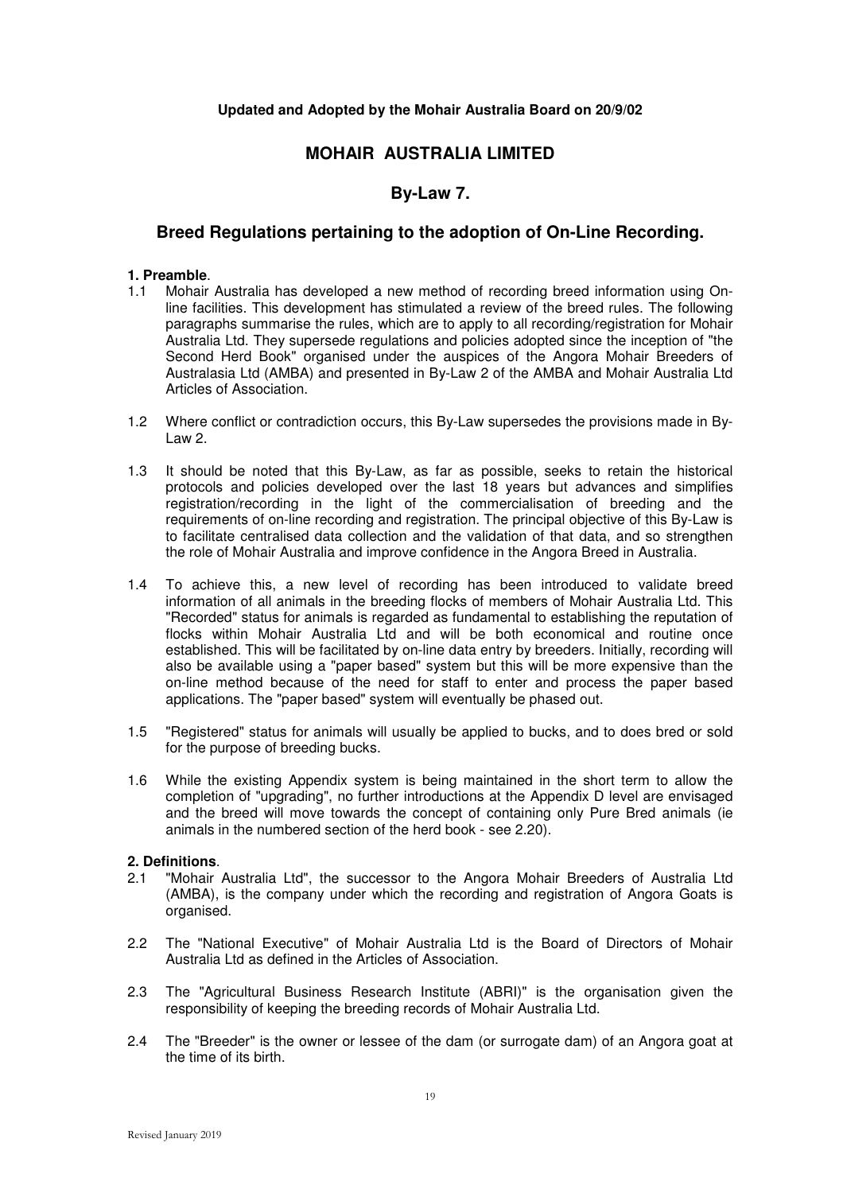**Updated and Adopted by the Mohair Australia Board on 20/9/02**

# MOHAIR AUSTRALIA LIMITED

## By-Law 7.

## Breed Regulations pertaining to the adoption of On-Line Recording.

**1. Preamble**.

1.1 Mohair Australia has developed a new method of recording breed information using On-line facilities. This development has stimulated a review of the breed rules. The following paragraphs summarise the rules, which are to apply to all recording/registration for Mohair Australia Ltd. They supersede regulations and policies adopted since the inception of "the Second Herd Book" organised under the auspices of the Angora Mohair Breeders of Australasia Ltd (AMBA) and presented in By-Law 2 of the AMBA and Mohair Australia Ltd Articles of Association.

1.2 Where conflict or contradiction occurs, this By-Law supersedes the provisions made in By-Law 2.

1.3 It should be noted that this By-Law, as far as possible, seeks to retain the historical protocols and policies developed over the last 18 years but advances and simplifies registration/recording in the light of the commercialisation of breeding and the requirements of on-line recording and registration. The principal objective of this By-Law is to facilitate centralised data collection and the validation of that data, and so strengthen the role of Mohair Australia and improve confidence in the Angora Breed in Australia.

1.4 To achieve this, a new level of recording has been introduced to validate breed information of all animals in the breeding flocks of members of Mohair Australia Ltd. This "Recorded" status for animals is regarded as fundamental to establishing the reputation of flocks within Mohair Australia Ltd and will be both economical and routine once established. This will be facilitated by on-line data entry by breeders. Initially, recording will also be available using a "paper based" system but this will be more expensive than the on-line method because of the need for staff to enter and process the paper based applications. The "paper based" system will eventually be phased out.

1.5 "Registered" status for animals will usually be applied to bucks, and to does bred or sold for the purpose of breeding bucks.

1.6 While the existing Appendix system is being maintained in the short term to allow the completion of "upgrading", no further introductions at the Appendix D level are envisaged and the breed will move towards the concept of containing only Pure Bred animals (ie animals in the numbered section of the herd book - see 2.20).

**2. Definitions**.

2.1 "Mohair Australia Ltd", the successor to the Angora Mohair Breeders of Australia Ltd (AMBA), is the company under which the recording and registration of Angora Goats is organised.

2.2 The "National Executive" of Mohair Australia Ltd is the Board of Directors of Mohair Australia Ltd as defined in the Articles of Association.

2.3 The "Agricultural Business Research Institute (ABRI)" is the organisation given the responsibility of keeping the breeding records of Mohair Australia Ltd.

2.4 The "Breeder" is the owner or lessee of the dam (or surrogate dam) of an Angora goat at the time of its birth.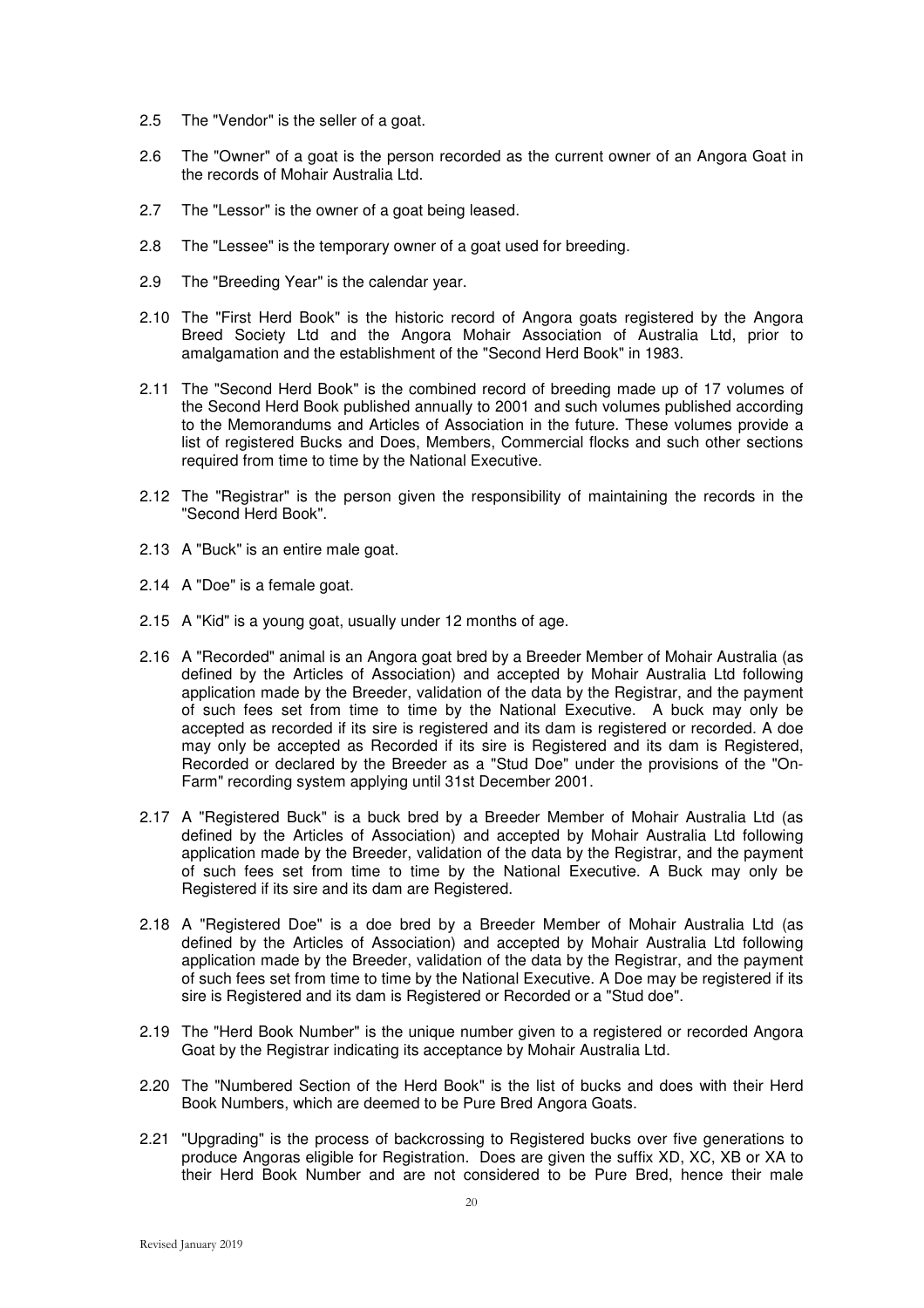2.5 The "Vendor" is the seller of a goat.

2.6 The "Owner" of a goat is the person recorded as the current owner of an Angora Goat in the records of Mohair Australia Ltd.

2.7 The "Lessor" is the owner of a goat being leased.

2.8 The "Lessee" is the temporary owner of a goat used for breeding.

2.9 The "Breeding Year" is the calendar year.

2.10 The "First Herd Book" is the historic record of Angora goats registered by the Angora Breed Society Ltd and the Angora Mohair Association of Australia Ltd, prior to amalgamation and the establishment of the "Second Herd Book" in 1983.

2.11 The "Second Herd Book" is the combined record of breeding made up of 17 volumes of the Second Herd Book published annually to 2001 and such volumes published according to the Memorandums and Articles of Association in the future. These volumes provide a list of registered Bucks and Does, Members, Commercial flocks and such other sections required from time to time by the National Executive.

2.12 The "Registrar" is the person given the responsibility of maintaining the records in the "Second Herd Book".

2.13 A "Buck" is an entire male goat.

2.14 A "Doe" is a female goat.

2.15 A "Kid" is a young goat, usually under 12 months of age.

2.16 A "Recorded" animal is an Angora goat bred by a Breeder Member of Mohair Australia (as defined by the Articles of Association) and accepted by Mohair Australia Ltd following application made by the Breeder, validation of the data by the Registrar, and the payment of such fees set from time to time by the National Executive. A buck may only be accepted as recorded if its sire is registered and its dam is registered or recorded. A doe may only be accepted as Recorded if its sire is Registered and its dam is Registered, Recorded or declared by the Breeder as a "Stud Doe" under the provisions of the "On-Farm" recording system applying until 31st December 2001.

2.17 A "Registered Buck" is a buck bred by a Breeder Member of Mohair Australia Ltd (as defined by the Articles of Association) and accepted by Mohair Australia Ltd following application made by the Breeder, validation of the data by the Registrar, and the payment of such fees set from time to time by the National Executive. A Buck may only be Registered if its sire and its dam are Registered.

2.18 A "Registered Doe" is a doe bred by a Breeder Member of Mohair Australia Ltd (as defined by the Articles of Association) and accepted by Mohair Australia Ltd following application made by the Breeder, validation of the data by the Registrar, and the payment of such fees set from time to time by the National Executive. A Doe may be registered if its sire is Registered and its dam is Registered or Recorded or a "Stud doe".

2.19 The "Herd Book Number" is the unique number given to a registered or recorded Angora Goat by the Registrar indicating its acceptance by Mohair Australia Ltd.

2.20 The "Numbered Section of the Herd Book" is the list of bucks and does with their Herd Book Numbers, which are deemed to be Pure Bred Angora Goats.

2.21 "Upgrading" is the process of backcrossing to Registered bucks over five generations to produce Angoras eligible for Registration. Does are given the suffix XD, XC, XB or XA to their Herd Book Number and are not considered to be Pure Bred, hence their male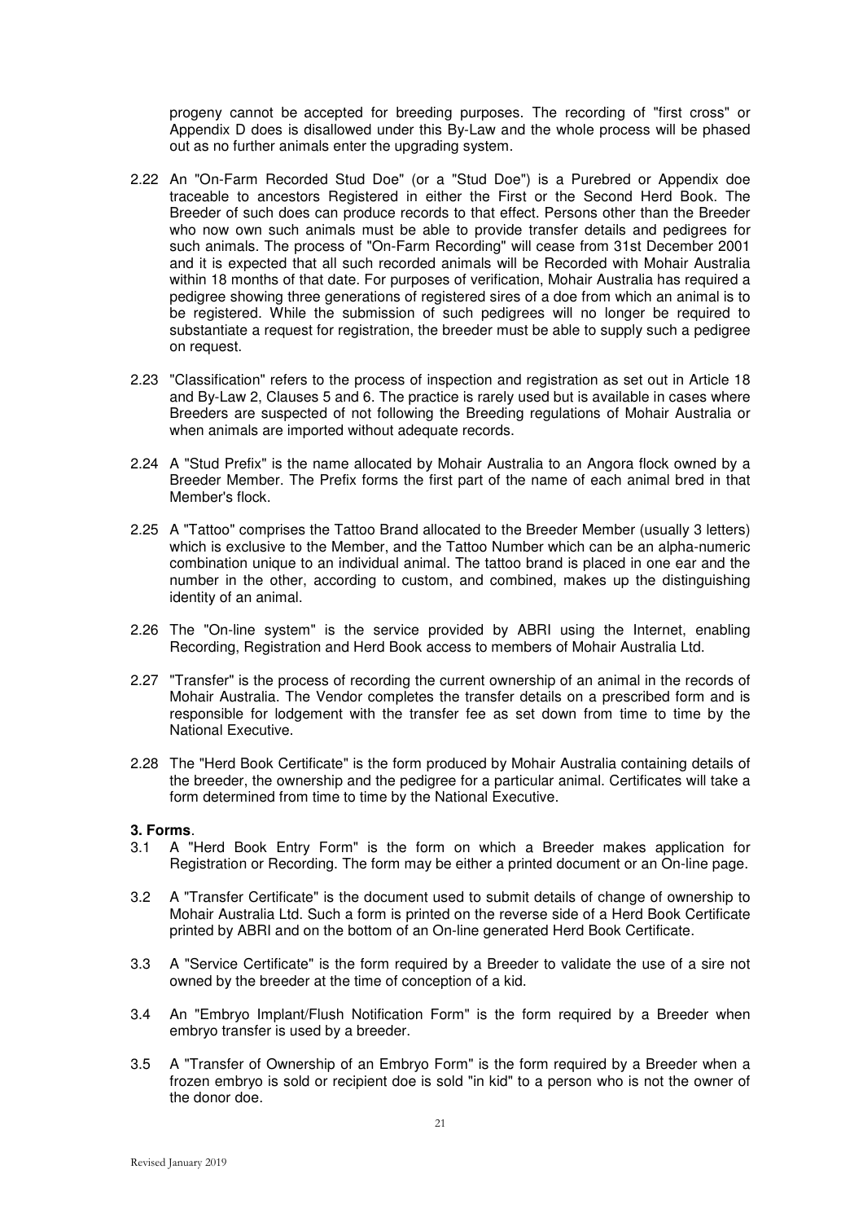progeny cannot be accepted for breeding purposes. The recording of "first cross" or Appendix D does is disallowed under this By-Law and the whole process will be phased out as no further animals enter the upgrading system.

2.22 An "On-Farm Recorded Stud Doe" (or a "Stud Doe") is a Purebred or Appendix doe traceable to ancestors Registered in either the First or the Second Herd Book. The Breeder of such does can produce records to that effect. Persons other than the Breeder who now own such animals must be able to provide transfer details and pedigrees for such animals. The process of "On-Farm Recording" will cease from 31st December 2001 and it is expected that all such recorded animals will be Recorded with Mohair Australia within 18 months of that date. For purposes of verification, Mohair Australia has required a pedigree showing three generations of registered sires of a doe from which an animal is to be registered. While the submission of such pedigrees will no longer be required to substantiate a request for registration, the breeder must be able to supply such a pedigree on request.

2.23 "Classification" refers to the process of inspection and registration as set out in Article 18 and By-Law 2, Clauses 5 and 6. The practice is rarely used but is available in cases where Breeders are suspected of not following the Breeding regulations of Mohair Australia or when animals are imported without adequate records.

2.24 A "Stud Prefix" is the name allocated by Mohair Australia to an Angora flock owned by a Breeder Member. The Prefix forms the first part of the name of each animal bred in that Member's flock.

2.25 A "Tattoo" comprises the Tattoo Brand allocated to the Breeder Member (usually 3 letters) which is exclusive to the Member, and the Tattoo Number which can be an alpha-numeric combination unique to an individual animal. The tattoo brand is placed in one ear and the number in the other, according to custom, and combined, makes up the distinguishing identity of an animal.

2.26 The "On-line system" is the service provided by ABRI using the Internet, enabling Recording, Registration and Herd Book access to members of Mohair Australia Ltd.

2.27 "Transfer" is the process of recording the current ownership of an animal in the records of Mohair Australia. The Vendor completes the transfer details on a prescribed form and is responsible for lodgement with the transfer fee as set down from time to time by the National Executive.

2.28 The "Herd Book Certificate" is the form produced by Mohair Australia containing details of the breeder, the ownership and the pedigree for a particular animal. Certificates will take a form determined from time to time by the National Executive.

**3. Forms**.

3.1 A "Herd Book Entry Form" is the form on which a Breeder makes application for Registration or Recording. The form may be either a printed document or an On-line page.

3.2 A "Transfer Certificate" is the document used to submit details of change of ownership to Mohair Australia Ltd. Such a form is printed on the reverse side of a Herd Book Certificate printed by ABRI and on the bottom of an On-line generated Herd Book Certificate.

3.3 A "Service Certificate" is the form required by a Breeder to validate the use of a sire not owned by the breeder at the time of conception of a kid.

3.4 An "Embryo Implant/Flush Notification Form" is the form required by a Breeder when embryo transfer is used by a breeder.

3.5 A "Transfer of Ownership of an Embryo Form" is the form required by a Breeder when a frozen embryo is sold or recipient doe is sold "in kid" to a person who is not the owner of the donor doe.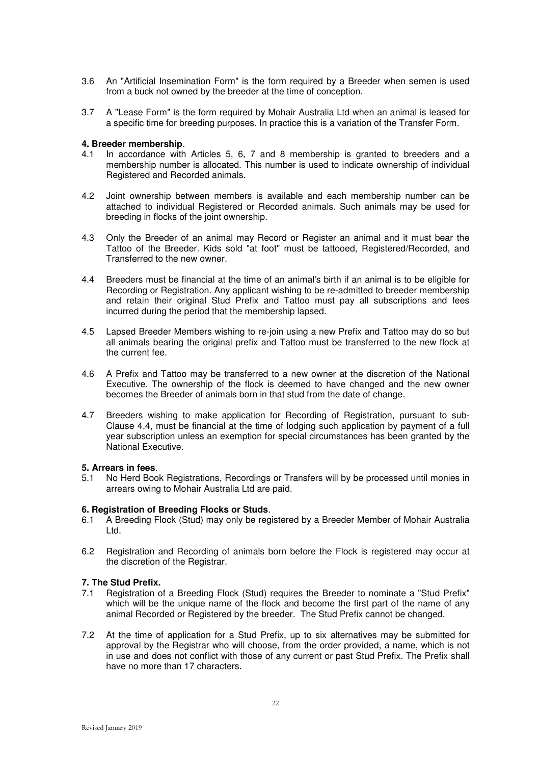3.6 An "Artificial Insemination Form" is the form required by a Breeder when semen is used from a buck not owned by the breeder at the time of conception.

3.7 A "Lease Form" is the form required by Mohair Australia Ltd when an animal is leased for a specific time for breeding purposes. In practice this is a variation of the Transfer Form.

**4. Breeder membership**.

4.1 In accordance with Articles 5, 6, 7 and 8 membership is granted to breeders and a membership number is allocated. This number is used to indicate ownership of individual Registered and Recorded animals.

4.2 Joint ownership between members is available and each membership number can be attached to individual Registered or Recorded animals. Such animals may be used for breeding in flocks of the joint ownership.

4.3 Only the Breeder of an animal may Record or Register an animal and it must bear the Tattoo of the Breeder. Kids sold "at foot" must be tattooed, Registered/Recorded, and Transferred to the new owner.

4.4 Breeders must be financial at the time of an animal's birth if an animal is to be eligible for Recording or Registration. Any applicant wishing to be re-admitted to breeder membership and retain their original Stud Prefix and Tattoo must pay all subscriptions and fees incurred during the period that the membership lapsed.

4.5 Lapsed Breeder Members wishing to re-join using a new Prefix and Tattoo may do so but all animals bearing the original prefix and Tattoo must be transferred to the new flock at the current fee.

4.6 A Prefix and Tattoo may be transferred to a new owner at the discretion of the National Executive. The ownership of the flock is deemed to have changed and the new owner becomes the Breeder of animals born in that stud from the date of change.

4.7 Breeders wishing to make application for Recording of Registration, pursuant to sub-Clause 4.4, must be financial at the time of lodging such application by payment of a full year subscription unless an exemption for special circumstances has been granted by the National Executive.

**5. Arrears in fees**.

5.1 No Herd Book Registrations, Recordings or Transfers will by be processed until monies in arrears owing to Mohair Australia Ltd are paid.

**6. Registration of Breeding Flocks or Studs**.

6.1 A Breeding Flock (Stud) may only be registered by a Breeder Member of Mohair Australia Ltd.

6.2 Registration and Recording of animals born before the Flock is registered may occur at the discretion of the Registrar.

**7. The Stud Prefix.**

7.1 Registration of a Breeding Flock (Stud) requires the Breeder to nominate a "Stud Prefix" which will be the unique name of the flock and become the first part of the name of any animal Recorded or Registered by the breeder. The Stud Prefix cannot be changed.

7.2 At the time of application for a Stud Prefix, up to six alternatives may be submitted for approval by the Registrar who will choose, from the order provided, a name, which is not in use and does not conflict with those of any current or past Stud Prefix. The Prefix shall have no more than 17 characters.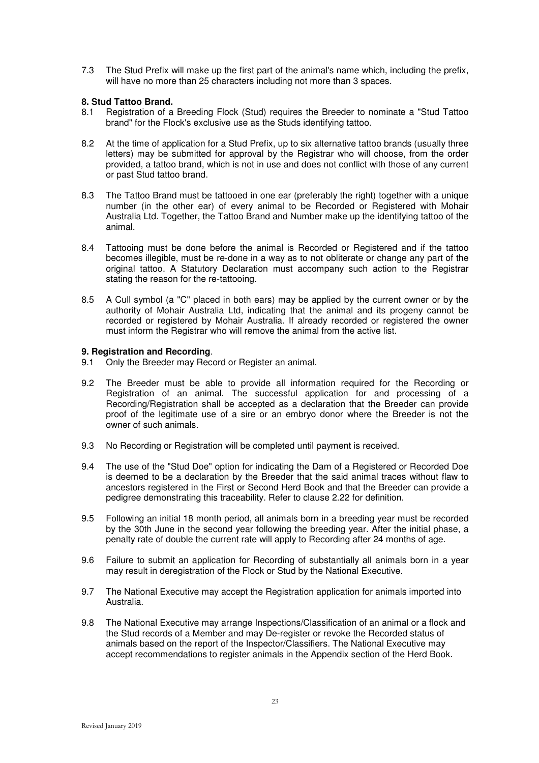7.3 The Stud Prefix will make up the first part of the animal's name which, including the prefix, will have no more than 25 characters including not more than 3 spaces.

**8. Stud Tattoo Brand.**

8.1 Registration of a Breeding Flock (Stud) requires the Breeder to nominate a "Stud Tattoo brand" for the Flock's exclusive use as the Studs identifying tattoo.

8.2 At the time of application for a Stud Prefix, up to six alternative tattoo brands (usually three letters) may be submitted for approval by the Registrar who will choose, from the order provided, a tattoo brand, which is not in use and does not conflict with those of any current or past Stud tattoo brand.

8.3 The Tattoo Brand must be tattooed in one ear (preferably the right) together with a unique number (in the other ear) of every animal to be Recorded or Registered with Mohair Australia Ltd. Together, the Tattoo Brand and Number make up the identifying tattoo of the animal.

8.4 Tattooing must be done before the animal is Recorded or Registered and if the tattoo becomes illegible, must be re-done in a way as to not obliterate or change any part of the original tattoo. A Statutory Declaration must accompany such action to the Registrar stating the reason for the re-tattooing.

8.5 A Cull symbol (a "C" placed in both ears) may be applied by the current owner or by the authority of Mohair Australia Ltd, indicating that the animal and its progeny cannot be recorded or registered by Mohair Australia. If already recorded or registered the owner must inform the Registrar who will remove the animal from the active list.

**9. Registration and Recording**.

9.1 Only the Breeder may Record or Register an animal.

9.2 The Breeder must be able to provide all information required for the Recording or Registration of an animal. The successful application for and processing of a Recording/Registration shall be accepted as a declaration that the Breeder can provide proof of the legitimate use of a sire or an embryo donor where the Breeder is not the owner of such animals.

9.3 No Recording or Registration will be completed until payment is received.

9.4 The use of the "Stud Doe" option for indicating the Dam of a Registered or Recorded Doe is deemed to be a declaration by the Breeder that the said animal traces without flaw to ancestors registered in the First or Second Herd Book and that the Breeder can provide a pedigree demonstrating this traceability. Refer to clause 2.22 for definition.

9.5 Following an initial 18 month period, all animals born in a breeding year must be recorded by the 30th June in the second year following the breeding year. After the initial phase, a penalty rate of double the current rate will apply to Recording after 24 months of age.

9.6 Failure to submit an application for Recording of substantially all animals born in a year may result in deregistration of the Flock or Stud by the National Executive.

9.7 The National Executive may accept the Registration application for animals imported into Australia.

9.8 The National Executive may arrange Inspections/Classification of an animal or a flock and the Stud records of a Member and may De-register or revoke the Recorded status of animals based on the report of the Inspector/Classifiers. The National Executive may accept recommendations to register animals in the Appendix section of the Herd Book.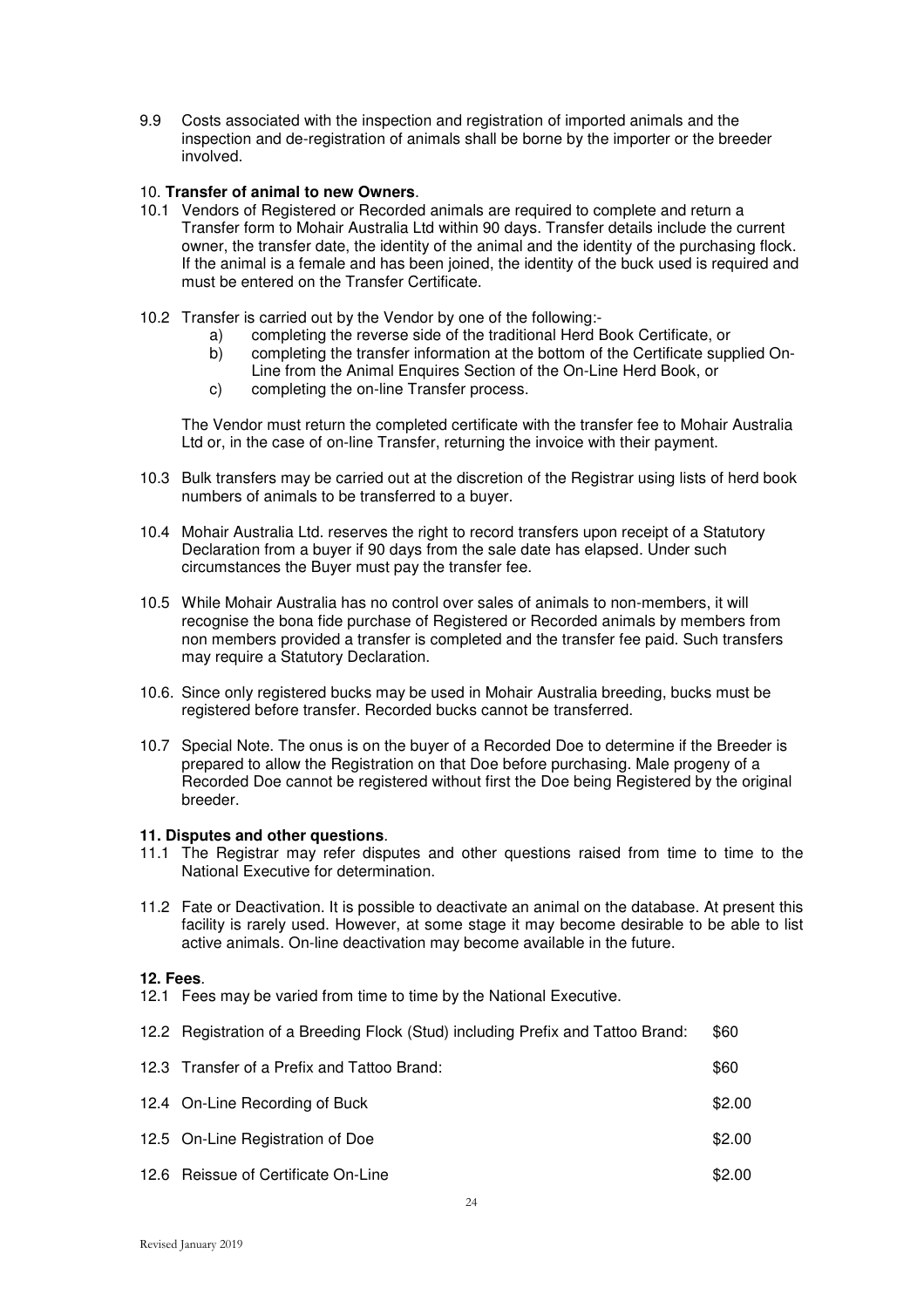9.9 Costs associated with the inspection and registration of imported animals and the inspection and de-registration of animals shall be borne by the importer or the breeder involved.

10. **Transfer of animal to new Owners**.

10.1 Vendors of Registered or Recorded animals are required to complete and return a Transfer form to Mohair Australia Ltd within 90 days. Transfer details include the current owner, the transfer date, the identity of the animal and the identity of the purchasing flock. If the animal is a female and has been joined, the identity of the buck used is required and must be entered on the Transfer Certificate.

10.2 Transfer is carried out by the Vendor by one of the following:-

- a) completing the reverse side of the traditional Herd Book Certificate, or
- b) completing the transfer information at the bottom of the Certificate supplied On-Line from the Animal Enquires Section of the On-Line Herd Book, or
- c) completing the on-line Transfer process.

The Vendor must return the completed certificate with the transfer fee to Mohair Australia Ltd or, in the case of on-line Transfer, returning the invoice with their payment.

10.3 Bulk transfers may be carried out at the discretion of the Registrar using lists of herd book numbers of animals to be transferred to a buyer.

10.4 Mohair Australia Ltd. reserves the right to record transfers upon receipt of a Statutory Declaration from a buyer if 90 days from the sale date has elapsed. Under such circumstances the Buyer must pay the transfer fee.

10.5 While Mohair Australia has no control over sales of animals to non-members, it will recognise the bona fide purchase of Registered or Recorded animals by members from non members provided a transfer is completed and the transfer fee paid. Such transfers may require a Statutory Declaration.

10.6. Since only registered bucks may be used in Mohair Australia breeding, bucks must be registered before transfer. Recorded bucks cannot be transferred.

10.7 Special Note. The onus is on the buyer of a Recorded Doe to determine if the Breeder is prepared to allow the Registration on that Doe before purchasing. Male progeny of a Recorded Doe cannot be registered without first the Doe being Registered by the original breeder.

**11. Disputes and other questions**.

11.1 The Registrar may refer disputes and other questions raised from time to time to the National Executive for determination.

11.2 Fate or Deactivation. It is possible to deactivate an animal on the database. At present this facility is rarely used. However, at some stage it may become desirable to be able to list active animals. On-line deactivation may become available in the future.

**12. Fees**.

12.1 Fees may be varied from time to time by the National Executive.

| | |
|---|---|
| 12.2 Registration of a Breeding Flock (Stud) including Prefix and Tattoo Brand: | $60 |
| 12.3 Transfer of a Prefix and Tattoo Brand: | $60 |
| 12.4 On-Line Recording of Buck | $2.00 |
| 12.5 On-Line Registration of Doe | $2.00 |
| 12.6 Reissue of Certificate On-Line | $2.00 |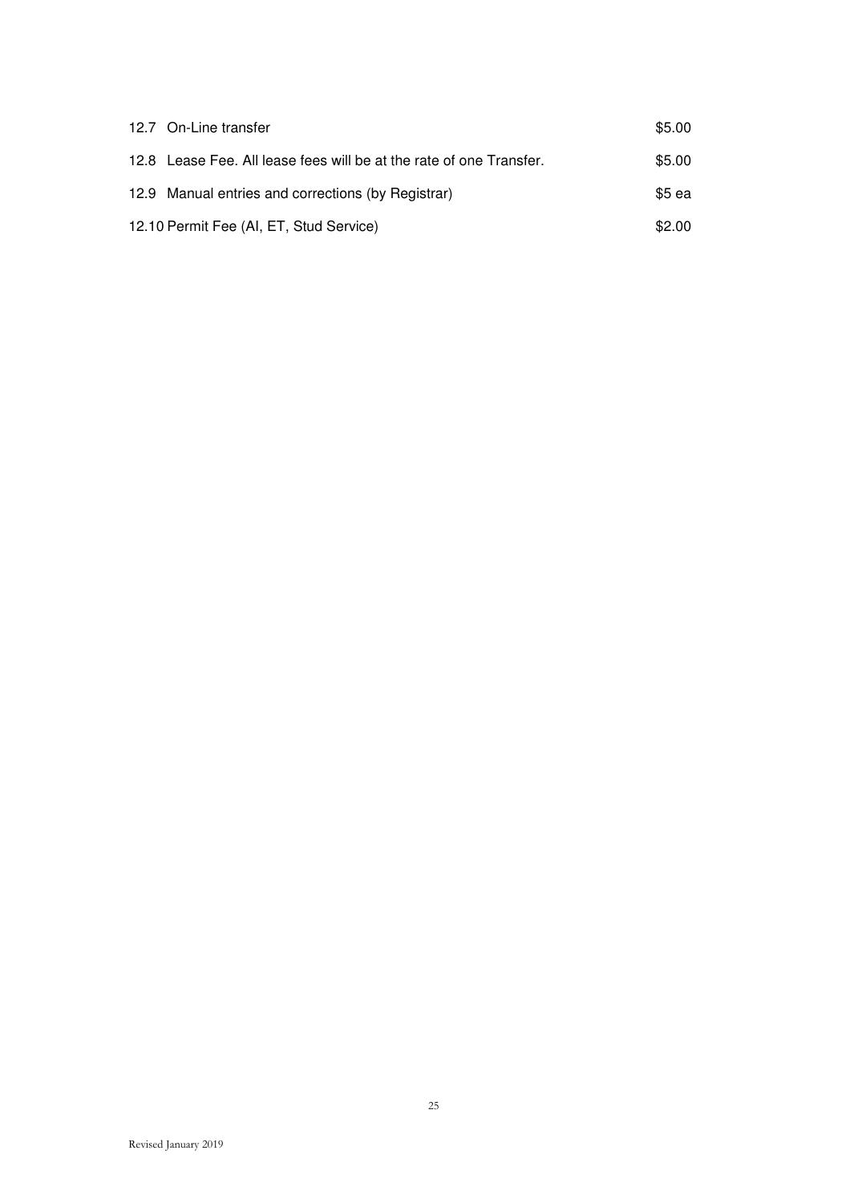| | |
|---|---|
| 12.7 On-Line transfer | $5.00 |
| 12.8 Lease Fee. All lease fees will be at the rate of one Transfer. | $5.00 |
| 12.9 Manual entries and corrections (by Registrar) | $5 ea |
| 12.10 Permit Fee (AI, ET, Stud Service) | $2.00 |

Revised January 2019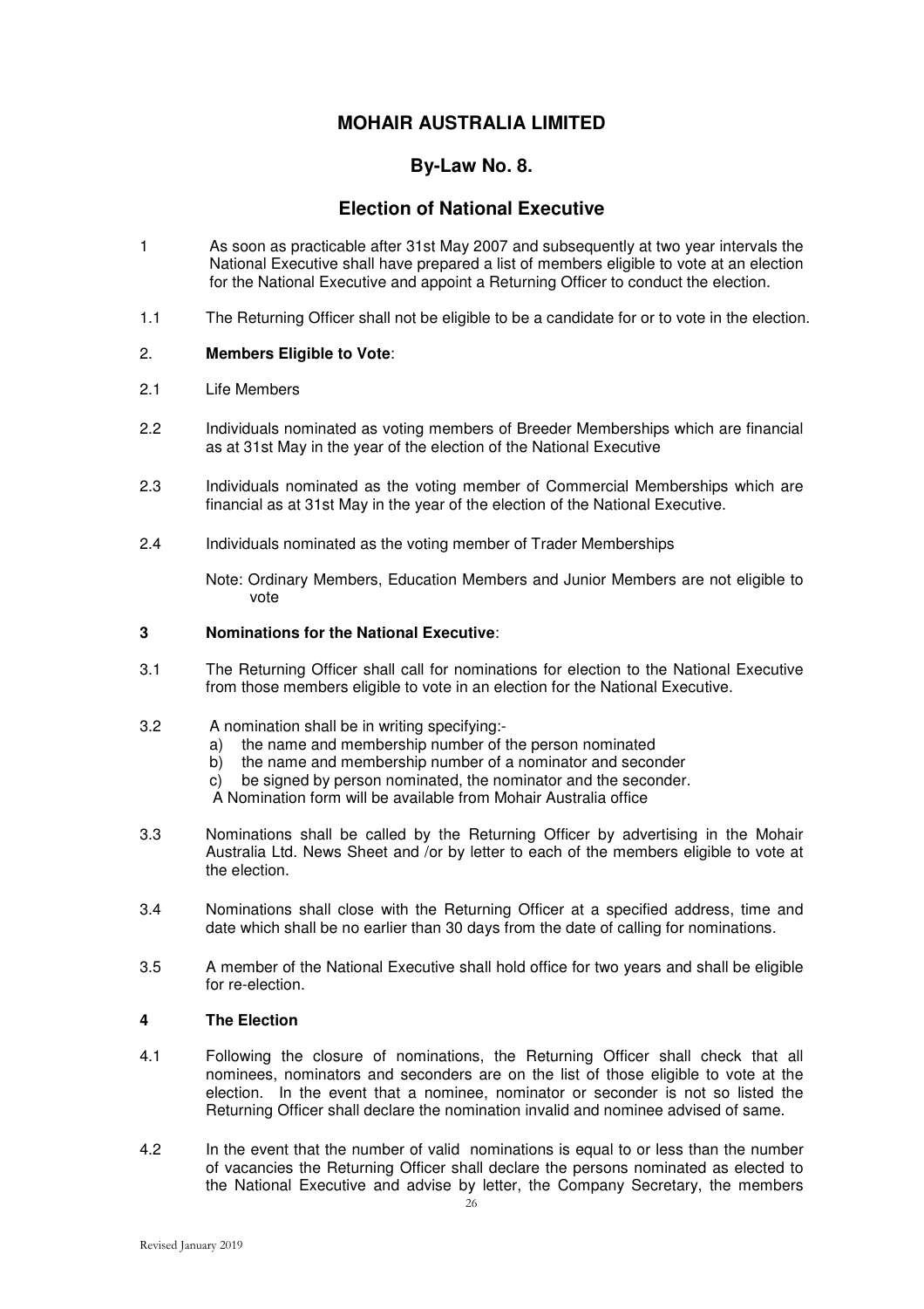# MOHAIR AUSTRALIA LIMITED

## By-Law No. 8.

## Election of National Executive

1 As soon as practicable after 31st May 2007 and subsequently at two year intervals the National Executive shall have prepared a list of members eligible to vote at an election for the National Executive and appoint a Returning Officer to conduct the election.

1.1 The Returning Officer shall not be eligible to be a candidate for or to vote in the election.

2. **Members Eligible to Vote**:

2.1 Life Members

2.2 Individuals nominated as voting members of Breeder Memberships which are financial as at 31st May in the year of the election of the National Executive

2.3 Individuals nominated as the voting member of Commercial Memberships which are financial as at 31st May in the year of the election of the National Executive.

2.4 Individuals nominated as the voting member of Trader Memberships

Note: Ordinary Members, Education Members and Junior Members are not eligible to vote

**3 Nominations for the National Executive**:

3.1 The Returning Officer shall call for nominations for election to the National Executive from those members eligible to vote in an election for the National Executive.

3.2 A nomination shall be in writing specifying:-

a) the name and membership number of the person nominated
b) the name and membership number of a nominator and seconder
c) be signed by person nominated, the nominator and the seconder.

A Nomination form will be available from Mohair Australia office

3.3 Nominations shall be called by the Returning Officer by advertising in the Mohair Australia Ltd. News Sheet and /or by letter to each of the members eligible to vote at the election.

3.4 Nominations shall close with the Returning Officer at a specified address, time and date which shall be no earlier than 30 days from the date of calling for nominations.

3.5 A member of the National Executive shall hold office for two years and shall be eligible for re-election.

**4 The Election**

4.1 Following the closure of nominations, the Returning Officer shall check that all nominees, nominators and seconders are on the list of those eligible to vote at the election. In the event that a nominee, nominator or seconder is not so listed the Returning Officer shall declare the nomination invalid and nominee advised of same.

4.2 In the event that the number of valid nominations is equal to or less than the number of vacancies the Returning Officer shall declare the persons nominated as elected to the National Executive and advise by letter, the Company Secretary, the members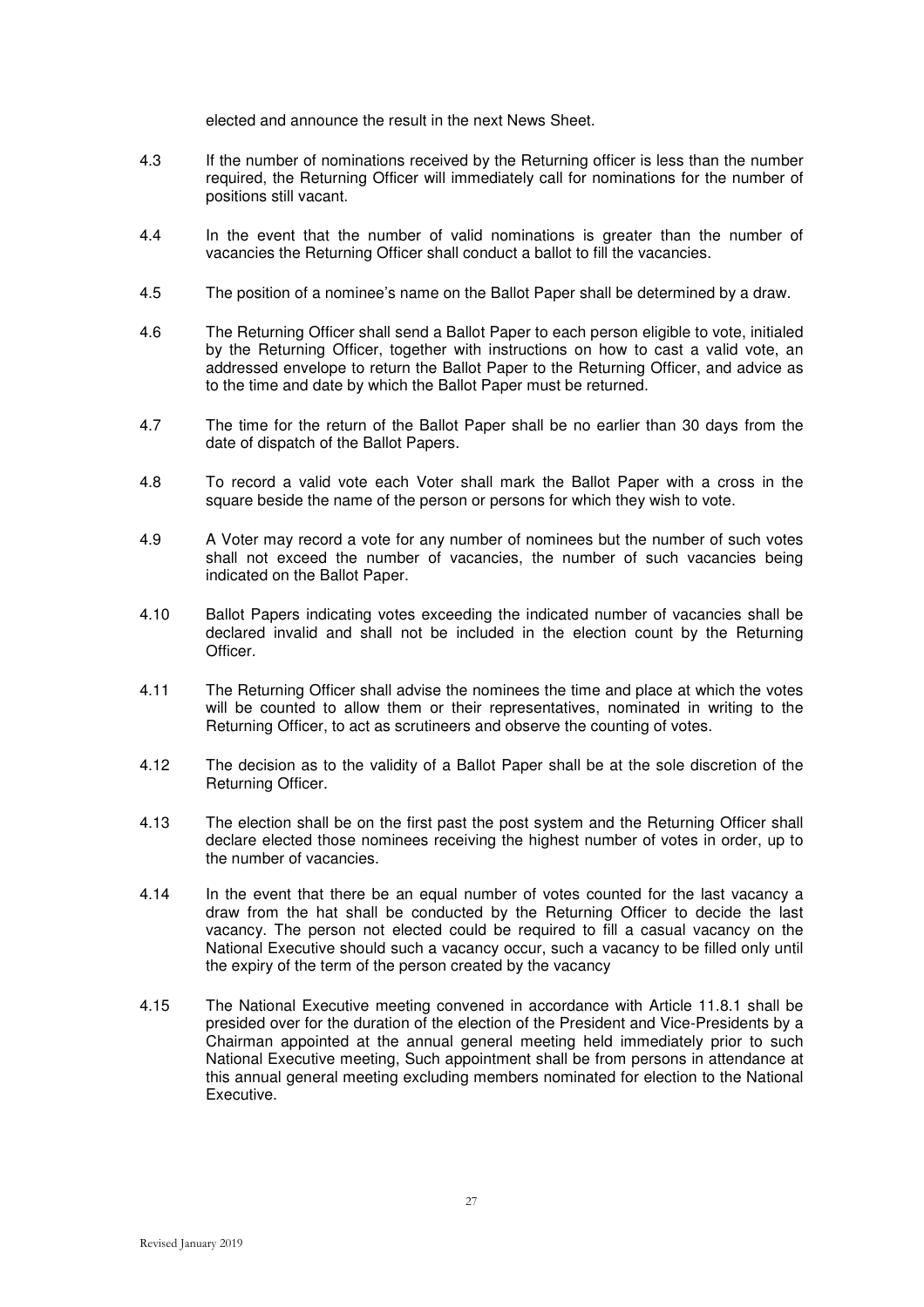elected and announce the result in the next News Sheet.

4.3 If the number of nominations received by the Returning officer is less than the number required, the Returning Officer will immediately call for nominations for the number of positions still vacant.

4.4 In the event that the number of valid nominations is greater than the number of vacancies the Returning Officer shall conduct a ballot to fill the vacancies.

4.5 The position of a nominee's name on the Ballot Paper shall be determined by a draw.

4.6 The Returning Officer shall send a Ballot Paper to each person eligible to vote, initialed by the Returning Officer, together with instructions on how to cast a valid vote, an addressed envelope to return the Ballot Paper to the Returning Officer, and advice as to the time and date by which the Ballot Paper must be returned.

4.7 The time for the return of the Ballot Paper shall be no earlier than 30 days from the date of dispatch of the Ballot Papers.

4.8 To record a valid vote each Voter shall mark the Ballot Paper with a cross in the square beside the name of the person or persons for which they wish to vote.

4.9 A Voter may record a vote for any number of nominees but the number of such votes shall not exceed the number of vacancies, the number of such vacancies being indicated on the Ballot Paper.

4.10 Ballot Papers indicating votes exceeding the indicated number of vacancies shall be declared invalid and shall not be included in the election count by the Returning Officer.

4.11 The Returning Officer shall advise the nominees the time and place at which the votes will be counted to allow them or their representatives, nominated in writing to the Returning Officer, to act as scrutineers and observe the counting of votes.

4.12 The decision as to the validity of a Ballot Paper shall be at the sole discretion of the Returning Officer.

4.13 The election shall be on the first past the post system and the Returning Officer shall declare elected those nominees receiving the highest number of votes in order, up to the number of vacancies.

4.14 In the event that there be an equal number of votes counted for the last vacancy a draw from the hat shall be conducted by the Returning Officer to decide the last vacancy. The person not elected could be required to fill a casual vacancy on the National Executive should such a vacancy occur, such a vacancy to be filled only until the expiry of the term of the person created by the vacancy

4.15 The National Executive meeting convened in accordance with Article 11.8.1 shall be presided over for the duration of the election of the President and Vice-Presidents by a Chairman appointed at the annual general meeting held immediately prior to such National Executive meeting, Such appointment shall be from persons in attendance at this annual general meeting excluding members nominated for election to the National Executive.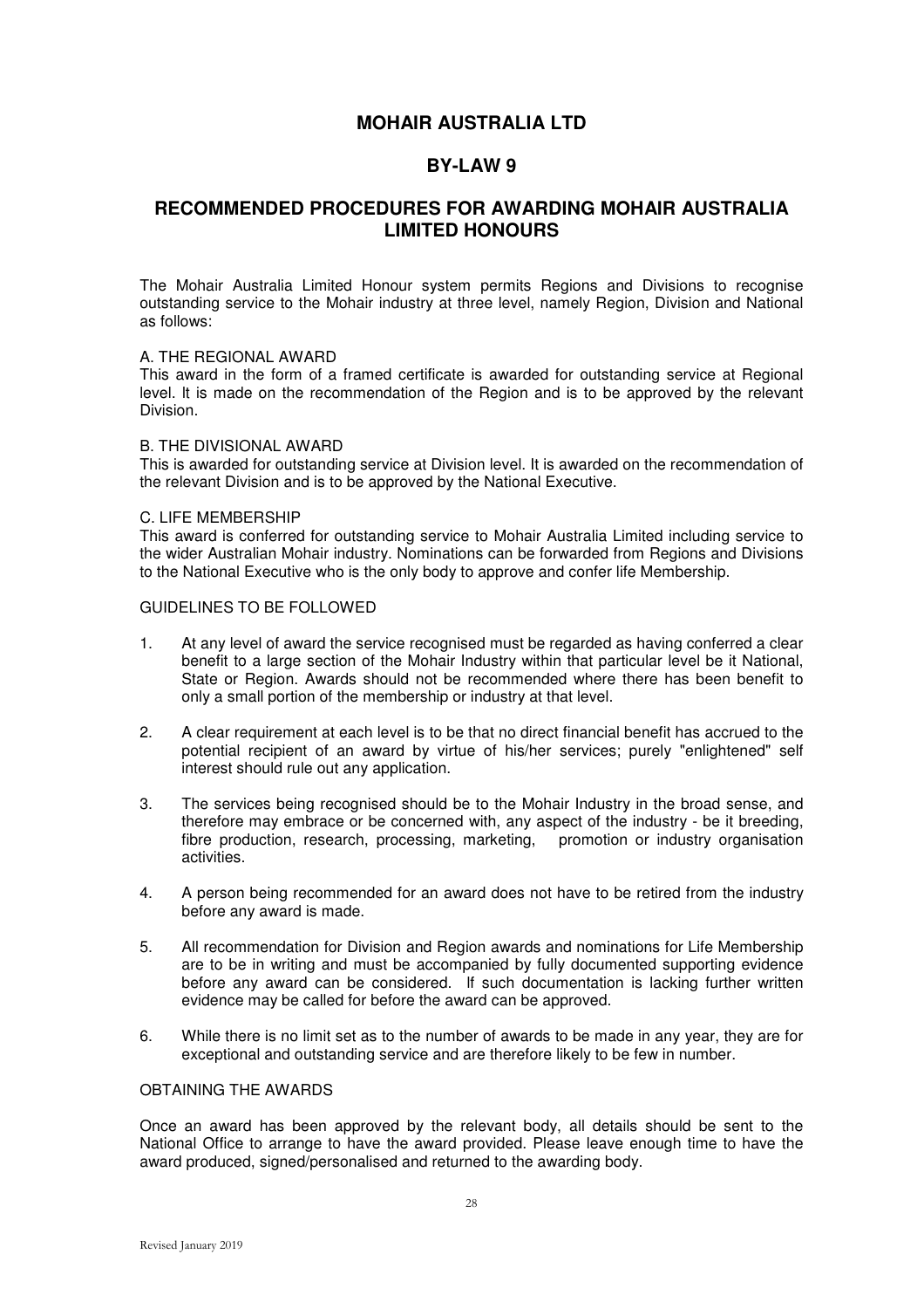# MOHAIR AUSTRALIA LTD

## BY-LAW 9

## RECOMMENDED PROCEDURES FOR AWARDING MOHAIR AUSTRALIA LIMITED HONOURS

The Mohair Australia Limited Honour system permits Regions and Divisions to recognise outstanding service to the Mohair industry at three level, namely Region, Division and National as follows:

A. THE REGIONAL AWARD
This award in the form of a framed certificate is awarded for outstanding service at Regional level. It is made on the recommendation of the Region and is to be approved by the relevant Division.

B. THE DIVISIONAL AWARD
This is awarded for outstanding service at Division level. It is awarded on the recommendation of the relevant Division and is to be approved by the National Executive.

C. LIFE MEMBERSHIP
This award is conferred for outstanding service to Mohair Australia Limited including service to the wider Australian Mohair industry. Nominations can be forwarded from Regions and Divisions to the National Executive who is the only body to approve and confer life Membership.

GUIDELINES TO BE FOLLOWED

1. At any level of award the service recognised must be regarded as having conferred a clear benefit to a large section of the Mohair Industry within that particular level be it National, State or Region. Awards should not be recommended where there has been benefit to only a small portion of the membership or industry at that level.

2. A clear requirement at each level is to be that no direct financial benefit has accrued to the potential recipient of an award by virtue of his/her services; purely "enlightened" self interest should rule out any application.

3. The services being recognised should be to the Mohair Industry in the broad sense, and therefore may embrace or be concerned with, any aspect of the industry - be it breeding, fibre production, research, processing, marketing, promotion or industry organisation activities.

4. A person being recommended for an award does not have to be retired from the industry before any award is made.

5. All recommendation for Division and Region awards and nominations for Life Membership are to be in writing and must be accompanied by fully documented supporting evidence before any award can be considered. If such documentation is lacking further written evidence may be called for before the award can be approved.

6. While there is no limit set as to the number of awards to be made in any year, they are for exceptional and outstanding service and are therefore likely to be few in number.

OBTAINING THE AWARDS

Once an award has been approved by the relevant body, all details should be sent to the National Office to arrange to have the award provided. Please leave enough time to have the award produced, signed/personalised and returned to the awarding body.

Revised January 2019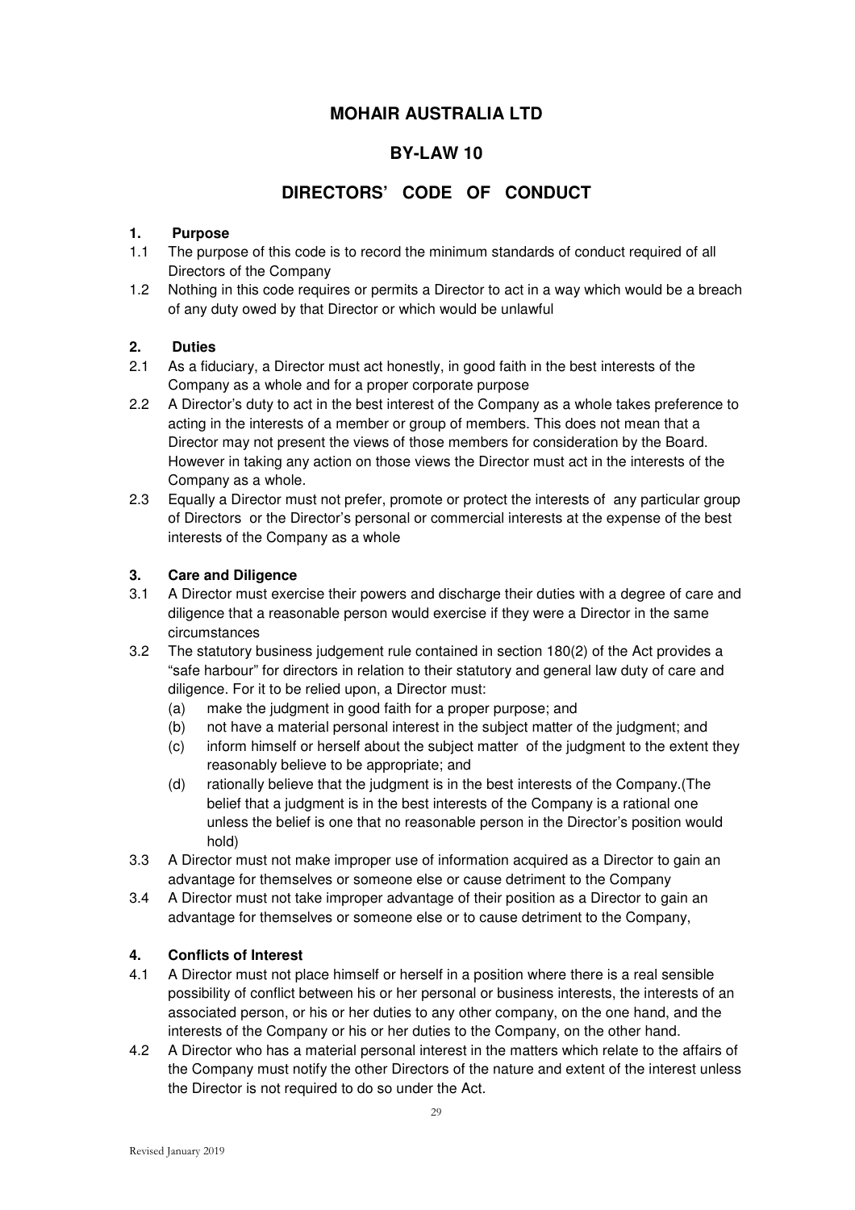# MOHAIR AUSTRALIA LTD

## BY-LAW 10

## DIRECTORS' CODE OF CONDUCT

**1. Purpose**

1.1 The purpose of this code is to record the minimum standards of conduct required of all Directors of the Company

1.2 Nothing in this code requires or permits a Director to act in a way which would be a breach of any duty owed by that Director or which would be unlawful

**2. Duties**

2.1 As a fiduciary, a Director must act honestly, in good faith in the best interests of the Company as a whole and for a proper corporate purpose

2.2 A Director's duty to act in the best interest of the Company as a whole takes preference to acting in the interests of a member or group of members. This does not mean that a Director may not present the views of those members for consideration by the Board. However in taking any action on those views the Director must act in the interests of the Company as a whole.

2.3 Equally a Director must not prefer, promote or protect the interests of any particular group of Directors or the Director's personal or commercial interests at the expense of the best interests of the Company as a whole

**3. Care and Diligence**

3.1 A Director must exercise their powers and discharge their duties with a degree of care and diligence that a reasonable person would exercise if they were a Director in the same circumstances

3.2 The statutory business judgement rule contained in section 180(2) of the Act provides a "safe harbour" for directors in relation to their statutory and general law duty of care and diligence. For it to be relied upon, a Director must:

- (a) make the judgment in good faith for a proper purpose; and
- (b) not have a material personal interest in the subject matter of the judgment; and
- (c) inform himself or herself about the subject matter of the judgment to the extent they reasonably believe to be appropriate; and
- (d) rationally believe that the judgment is in the best interests of the Company.(The belief that a judgment is in the best interests of the Company is a rational one unless the belief is one that no reasonable person in the Director's position would hold)

3.3 A Director must not make improper use of information acquired as a Director to gain an advantage for themselves or someone else or cause detriment to the Company

3.4 A Director must not take improper advantage of their position as a Director to gain an advantage for themselves or someone else or to cause detriment to the Company,

**4. Conflicts of Interest**

4.1 A Director must not place himself or herself in a position where there is a real sensible possibility of conflict between his or her personal or business interests, the interests of an associated person, or his or her duties to any other company, on the one hand, and the interests of the Company or his or her duties to the Company, on the other hand.

4.2 A Director who has a material personal interest in the matters which relate to the affairs of the Company must notify the other Directors of the nature and extent of the interest unless the Director is not required to do so under the Act.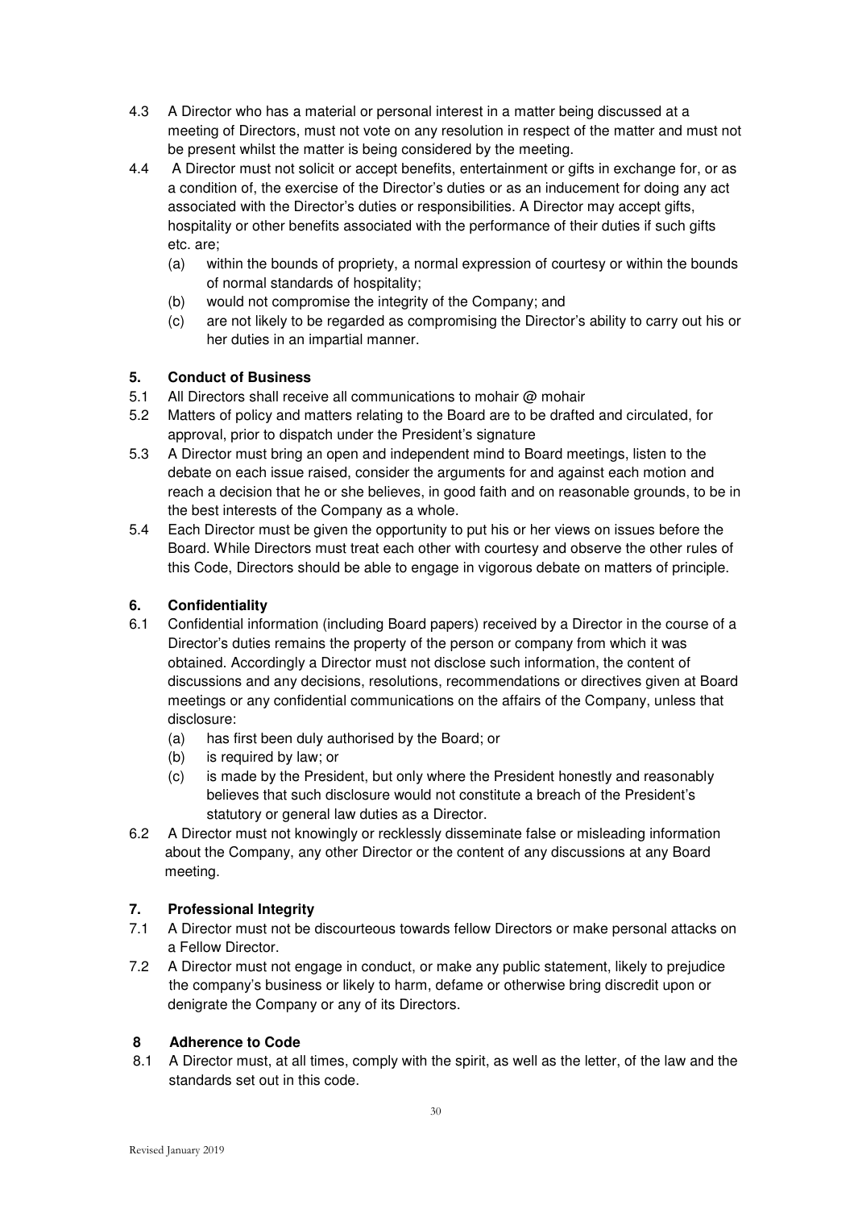4.3 A Director who has a material or personal interest in a matter being discussed at a meeting of Directors, must not vote on any resolution in respect of the matter and must not be present whilst the matter is being considered by the meeting.

4.4 A Director must not solicit or accept benefits, entertainment or gifts in exchange for, or as a condition of, the exercise of the Director's duties or as an inducement for doing any act associated with the Director's duties or responsibilities. A Director may accept gifts, hospitality or other benefits associated with the performance of their duties if such gifts etc. are;

   (a) within the bounds of propriety, a normal expression of courtesy or within the bounds of normal standards of hospitality;
   (b) would not compromise the integrity of the Company; and
   (c) are not likely to be regarded as compromising the Director's ability to carry out his or her duties in an impartial manner.

## 5. Conduct of Business

5.1 All Directors shall receive all communications to mohair @ mohair

5.2 Matters of policy and matters relating to the Board are to be drafted and circulated, for approval, prior to dispatch under the President's signature

5.3 A Director must bring an open and independent mind to Board meetings, listen to the debate on each issue raised, consider the arguments for and against each motion and reach a decision that he or she believes, in good faith and on reasonable grounds, to be in the best interests of the Company as a whole.

5.4 Each Director must be given the opportunity to put his or her views on issues before the Board. While Directors must treat each other with courtesy and observe the other rules of this Code, Directors should be able to engage in vigorous debate on matters of principle.

## 6. Confidentiality

6.1 Confidential information (including Board papers) received by a Director in the course of a Director's duties remains the property of the person or company from which it was obtained. Accordingly a Director must not disclose such information, the content of discussions and any decisions, resolutions, recommendations or directives given at Board meetings or any confidential communications on the affairs of the Company, unless that disclosure:

   (a) has first been duly authorised by the Board; or
   (b) is required by law; or
   (c) is made by the President, but only where the President honestly and reasonably believes that such disclosure would not constitute a breach of the President's statutory or general law duties as a Director.

6.2 A Director must not knowingly or recklessly disseminate false or misleading information about the Company, any other Director or the content of any discussions at any Board meeting.

## 7. Professional Integrity

7.1 A Director must not be discourteous towards fellow Directors or make personal attacks on a Fellow Director.

7.2 A Director must not engage in conduct, or make any public statement, likely to prejudice the company's business or likely to harm, defame or otherwise bring discredit upon or denigrate the Company or any of its Directors.

## 8 Adherence to Code

8.1 A Director must, at all times, comply with the spirit, as well as the letter, of the law and the standards set out in this code.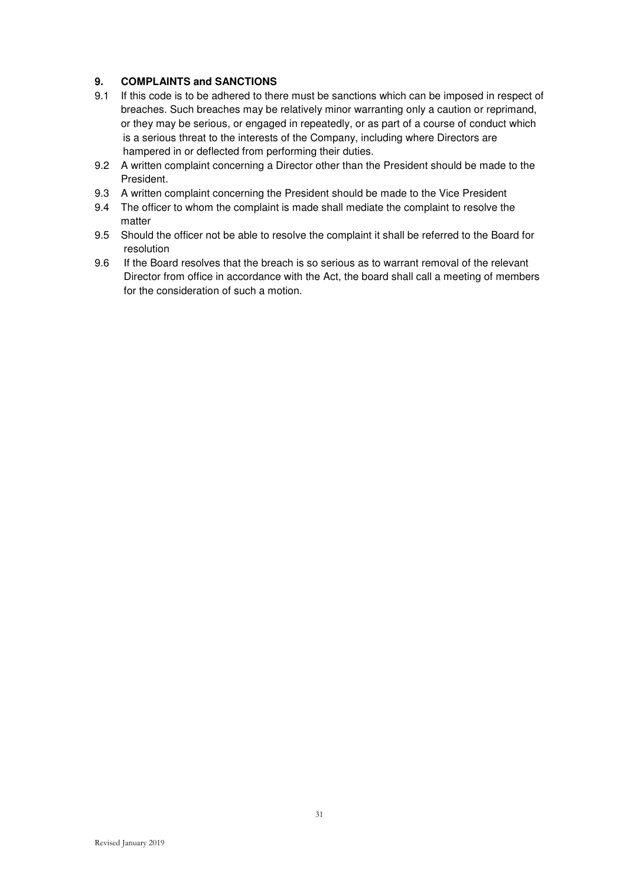## 9. COMPLAINTS and SANCTIONS

9.1 If this code is to be adhered to there must be sanctions which can be imposed in respect of breaches. Such breaches may be relatively minor warranting only a caution or reprimand, or they may be serious, or engaged in repeatedly, or as part of a course of conduct which is a serious threat to the interests of the Company, including where Directors are hampered in or deflected from performing their duties.

9.2 A written complaint concerning a Director other than the President should be made to the President.

9.3 A written complaint concerning the President should be made to the Vice President

9.4 The officer to whom the complaint is made shall mediate the complaint to resolve the matter

9.5 Should the officer not be able to resolve the complaint it shall be referred to the Board for resolution

9.6 If the Board resolves that the breach is so serious as to warrant removal of the relevant Director from office in accordance with the Act, the board shall call a meeting of members for the consideration of such a motion.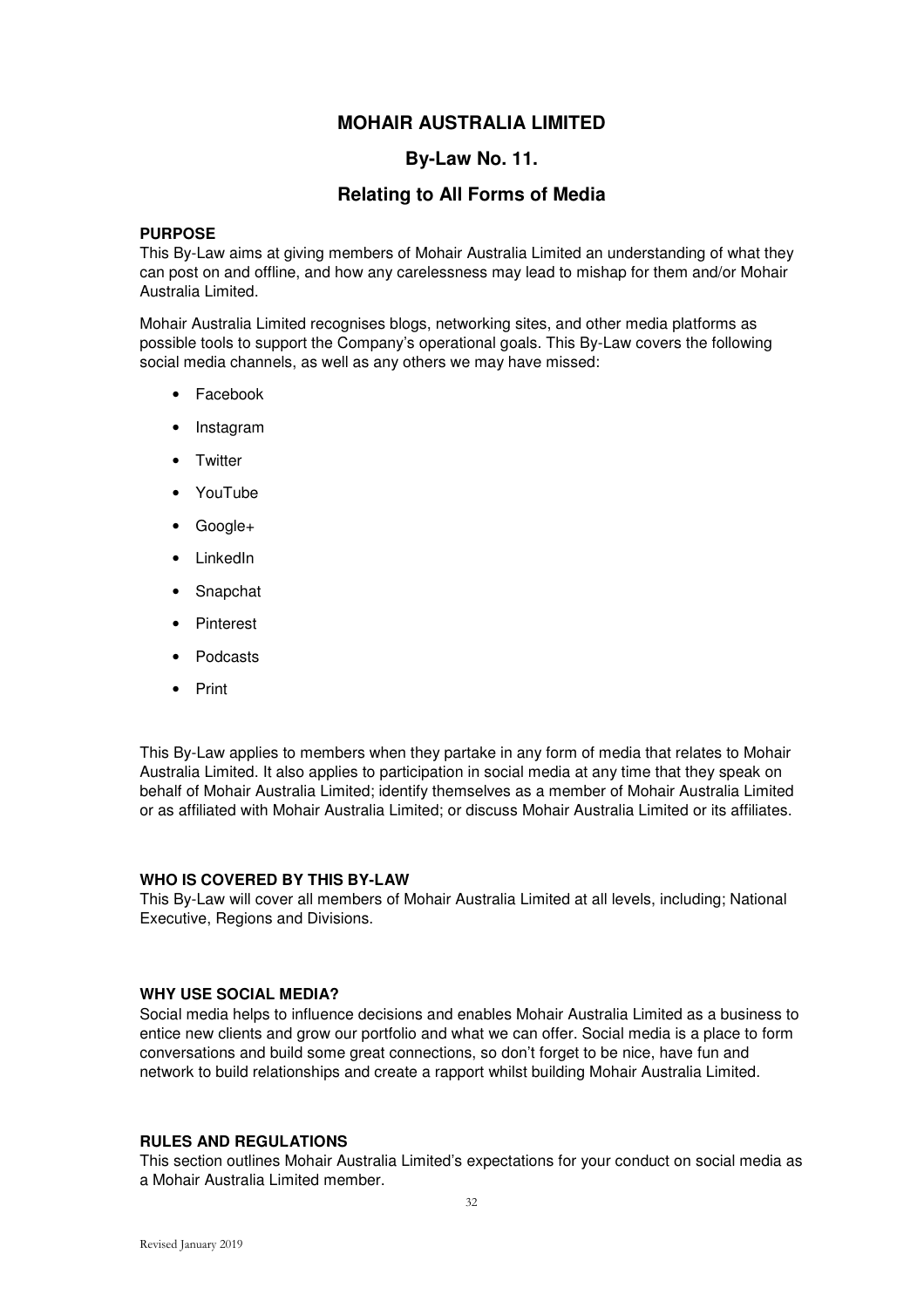# MOHAIR AUSTRALIA LIMITED

## By-Law No. 11.

## Relating to All Forms of Media

**PURPOSE**
This By-Law aims at giving members of Mohair Australia Limited an understanding of what they can post on and offline, and how any carelessness may lead to mishap for them and/or Mohair Australia Limited.

Mohair Australia Limited recognises blogs, networking sites, and other media platforms as possible tools to support the Company's operational goals. This By-Law covers the following social media channels, as well as any others we may have missed:

- Facebook
- Instagram
- Twitter
- YouTube
- Google+
- LinkedIn
- Snapchat
- Pinterest
- Podcasts
- Print

This By-Law applies to members when they partake in any form of media that relates to Mohair Australia Limited. It also applies to participation in social media at any time that they speak on behalf of Mohair Australia Limited; identify themselves as a member of Mohair Australia Limited or as affiliated with Mohair Australia Limited; or discuss Mohair Australia Limited or its affiliates.

**WHO IS COVERED BY THIS BY-LAW**
This By-Law will cover all members of Mohair Australia Limited at all levels, including; National Executive, Regions and Divisions.

**WHY USE SOCIAL MEDIA?**
Social media helps to influence decisions and enables Mohair Australia Limited as a business to entice new clients and grow our portfolio and what we can offer. Social media is a place to form conversations and build some great connections, so don't forget to be nice, have fun and network to build relationships and create a rapport whilst building Mohair Australia Limited.

**RULES AND REGULATIONS**
This section outlines Mohair Australia Limited's expectations for your conduct on social media as a Mohair Australia Limited member.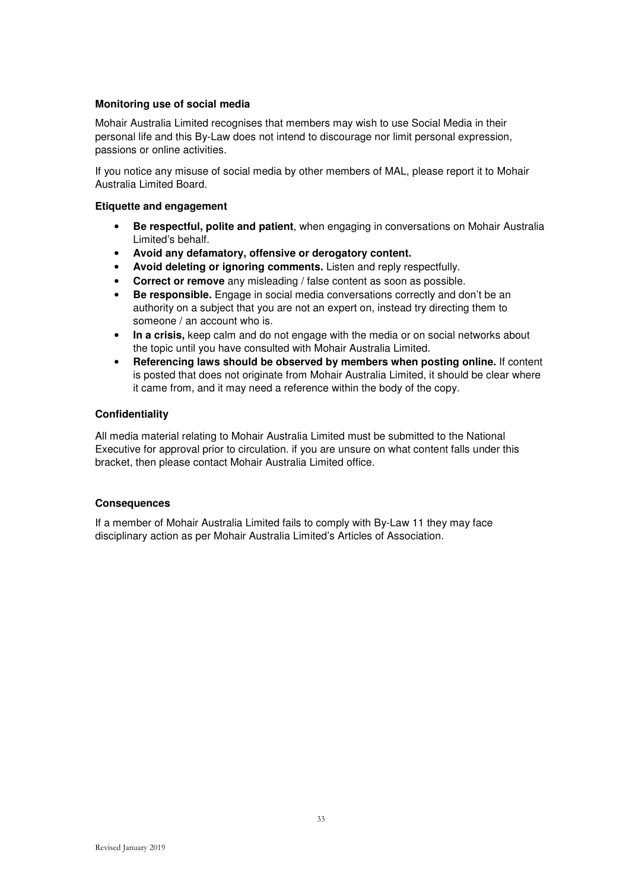**Monitoring use of social media**

Mohair Australia Limited recognises that members may wish to use Social Media in their personal life and this By-Law does not intend to discourage nor limit personal expression, passions or online activities.

If you notice any misuse of social media by other members of MAL, please report it to Mohair Australia Limited Board.

**Etiquette and engagement**

- **Be respectful, polite and patient**, when engaging in conversations on Mohair Australia Limited's behalf.
- **Avoid any defamatory, offensive or derogatory content.**
- **Avoid deleting or ignoring comments.** Listen and reply respectfully.
- **Correct or remove** any misleading / false content as soon as possible.
- **Be responsible.** Engage in social media conversations correctly and don't be an authority on a subject that you are not an expert on, instead try directing them to someone / an account who is.
- **In a crisis,** keep calm and do not engage with the media or on social networks about the topic until you have consulted with Mohair Australia Limited.
- **Referencing laws should be observed by members when posting online.** If content is posted that does not originate from Mohair Australia Limited, it should be clear where it came from, and it may need a reference within the body of the copy.

**Confidentiality**

All media material relating to Mohair Australia Limited must be submitted to the National Executive for approval prior to circulation. if you are unsure on what content falls under this bracket, then please contact Mohair Australia Limited office.

**Consequences**

If a member of Mohair Australia Limited fails to comply with By-Law 11 they may face disciplinary action as per Mohair Australia Limited's Articles of Association.